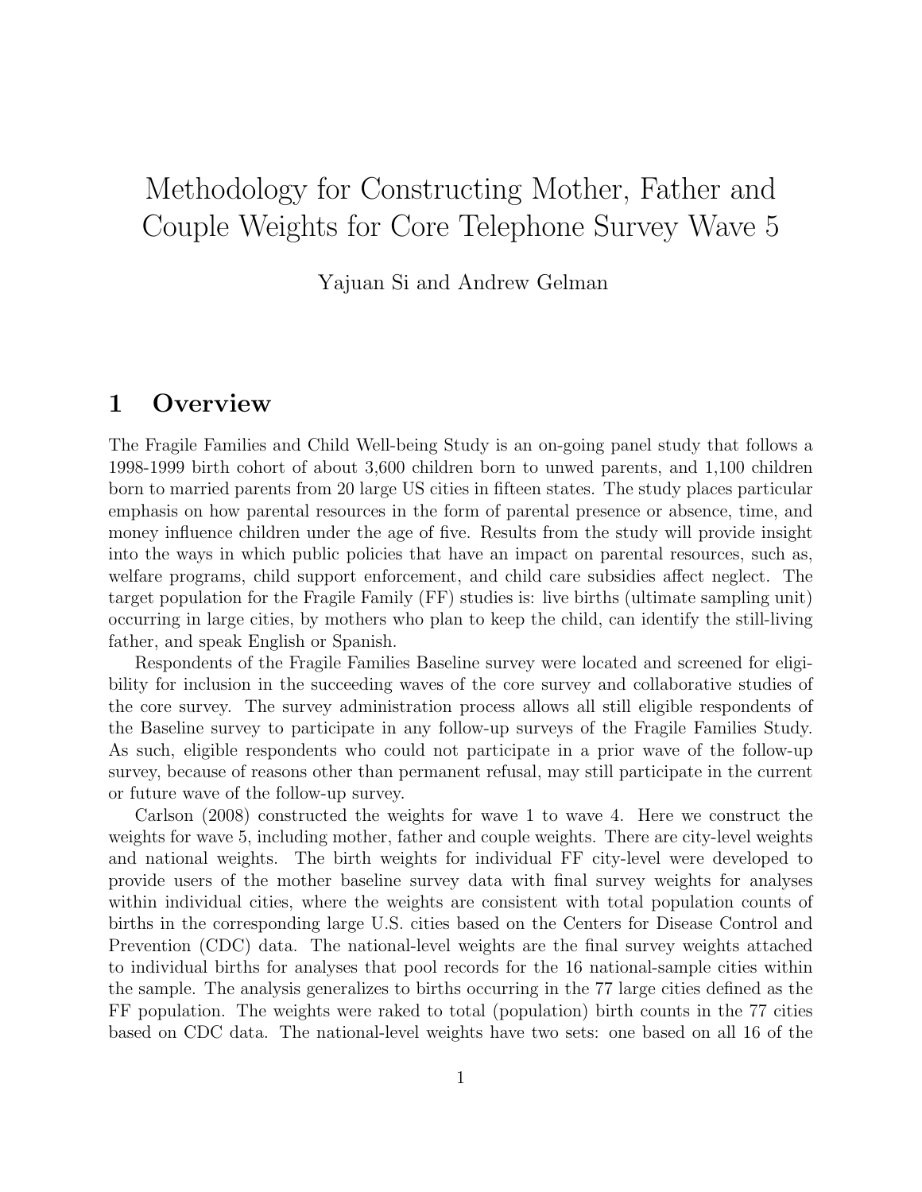# Methodology for Constructing Mother, Father and Couple Weights for Core Telephone Survey Wave 5

Yajuan Si and Andrew Gelman

## 1 Overview

The Fragile Families and Child Well-being Study is an on-going panel study that follows a 1998-1999 birth cohort of about 3,600 children born to unwed parents, and 1,100 children born to married parents from 20 large US cities in fifteen states. The study places particular emphasis on how parental resources in the form of parental presence or absence, time, and money influence children under the age of five. Results from the study will provide insight into the ways in which public policies that have an impact on parental resources, such as, welfare programs, child support enforcement, and child care subsidies affect neglect. The target population for the Fragile Family (FF) studies is: live births (ultimate sampling unit) occurring in large cities, by mothers who plan to keep the child, can identify the still-living father, and speak English or Spanish.

Respondents of the Fragile Families Baseline survey were located and screened for eligibility for inclusion in the succeeding waves of the core survey and collaborative studies of the core survey. The survey administration process allows all still eligible respondents of the Baseline survey to participate in any follow-up surveys of the Fragile Families Study. As such, eligible respondents who could not participate in a prior wave of the follow-up survey, because of reasons other than permanent refusal, may still participate in the current or future wave of the follow-up survey.

Carlson (2008) constructed the weights for wave 1 to wave 4. Here we construct the weights for wave 5, including mother, father and couple weights. There are city-level weights and national weights. The birth weights for individual FF city-level were developed to provide users of the mother baseline survey data with final survey weights for analyses within individual cities, where the weights are consistent with total population counts of births in the corresponding large U.S. cities based on the Centers for Disease Control and Prevention (CDC) data. The national-level weights are the final survey weights attached to individual births for analyses that pool records for the 16 national-sample cities within the sample. The analysis generalizes to births occurring in the 77 large cities defined as the FF population. The weights were raked to total (population) birth counts in the 77 cities based on CDC data. The national-level weights have two sets: one based on all 16 of the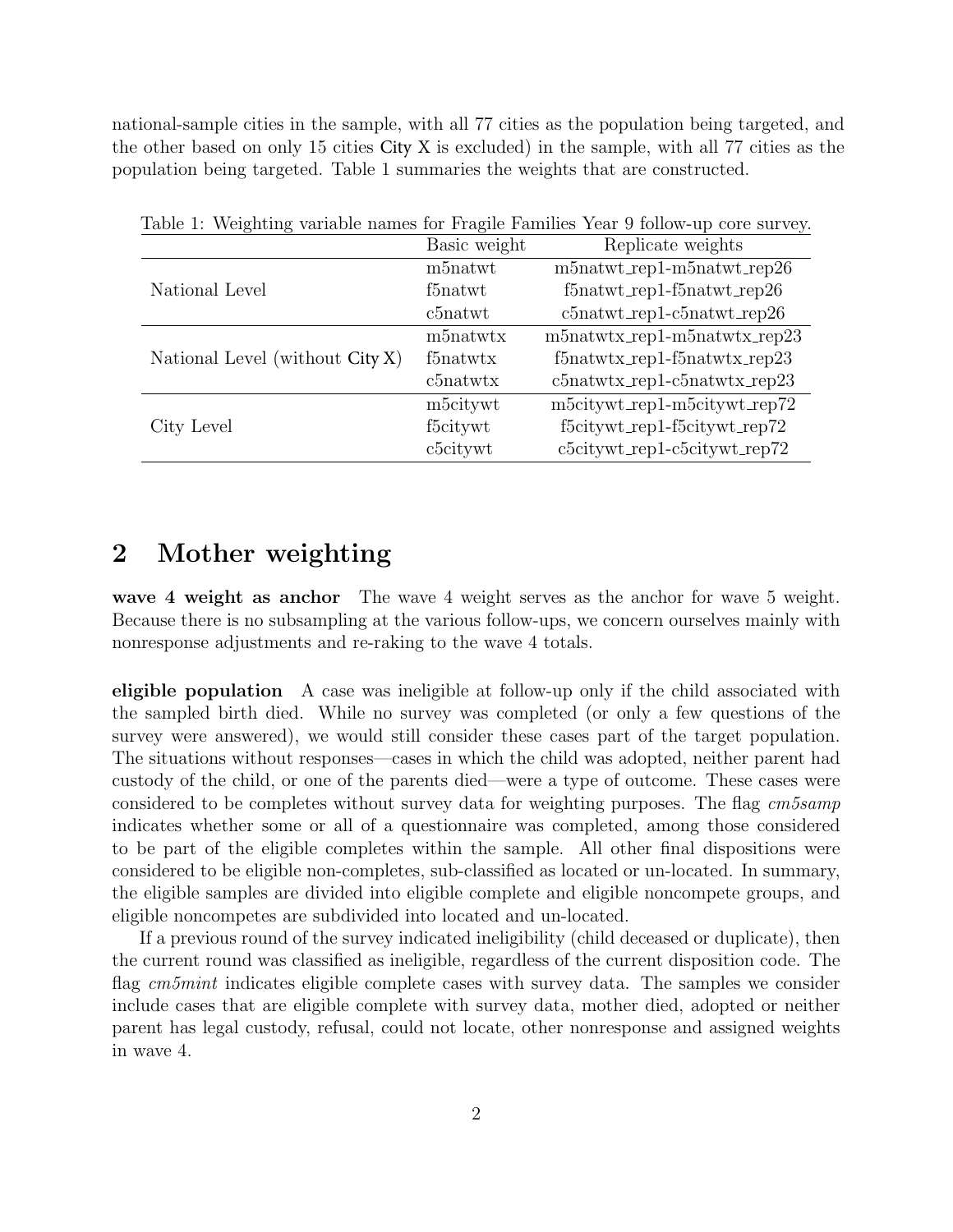national-sample cities in the sample, with all 77 cities as the population being targeted, and the other based on only 15 cities City X is excluded) in the sample, with all 77 cities as the population being targeted. Table 1 summaries the weights that are constructed.

Table 1: Weighting variable names for Fragile Families Year 9 follow-up core survey.

| | Basic weight | Replicate weights |
|---|---|---|
| National Level | m5natwt | m5natwt_rep1-m5natwt_rep26 |
| | f5natwt | f5natwt_rep1-f5natwt_rep26 |
| | c5natwt | c5natwt_rep1-c5natwt_rep26 |
| National Level (without City X) | m5natwtx | m5natwtx_rep1-m5natwtx_rep23 |
| | f5natwtx | f5natwtx_rep1-f5natwtx_rep23 |
| | c5natwtx | c5natwtx_rep1-c5natwtx_rep23 |
| City Level | m5citywt | m5citywt_rep1-m5citywt_rep72 |
| | f5citywt | f5citywt_rep1-f5citywt_rep72 |
| | c5citywt | c5citywt_rep1-c5citywt_rep72 |

## 2 Mother weighting

**wave 4 weight as anchor** The wave 4 weight serves as the anchor for wave 5 weight. Because there is no subsampling at the various follow-ups, we concern ourselves mainly with nonresponse adjustments and re-raking to the wave 4 totals.

**eligible population** A case was ineligible at follow-up only if the child associated with the sampled birth died. While no survey was completed (or only a few questions of the survey were answered), we would still consider these cases part of the target population. The situations without responses—cases in which the child was adopted, neither parent had custody of the child, or one of the parents died—were a type of outcome. These cases were considered to be completes without survey data for weighting purposes. The flag *cm5samp* indicates whether some or all of a questionnaire was completed, among those considered to be part of the eligible completes within the sample. All other final dispositions were considered to be eligible non-completes, sub-classified as located or un-located. In summary, the eligible samples are divided into eligible complete and eligible noncompete groups, and eligible noncompetes are subdivided into located and un-located.

If a previous round of the survey indicated ineligibility (child deceased or duplicate), then the current round was classified as ineligible, regardless of the current disposition code. The flag *cm5mint* indicates eligible complete cases with survey data. The samples we consider include cases that are eligible complete with survey data, mother died, adopted or neither parent has legal custody, refusal, could not locate, other nonresponse and assigned weights in wave 4.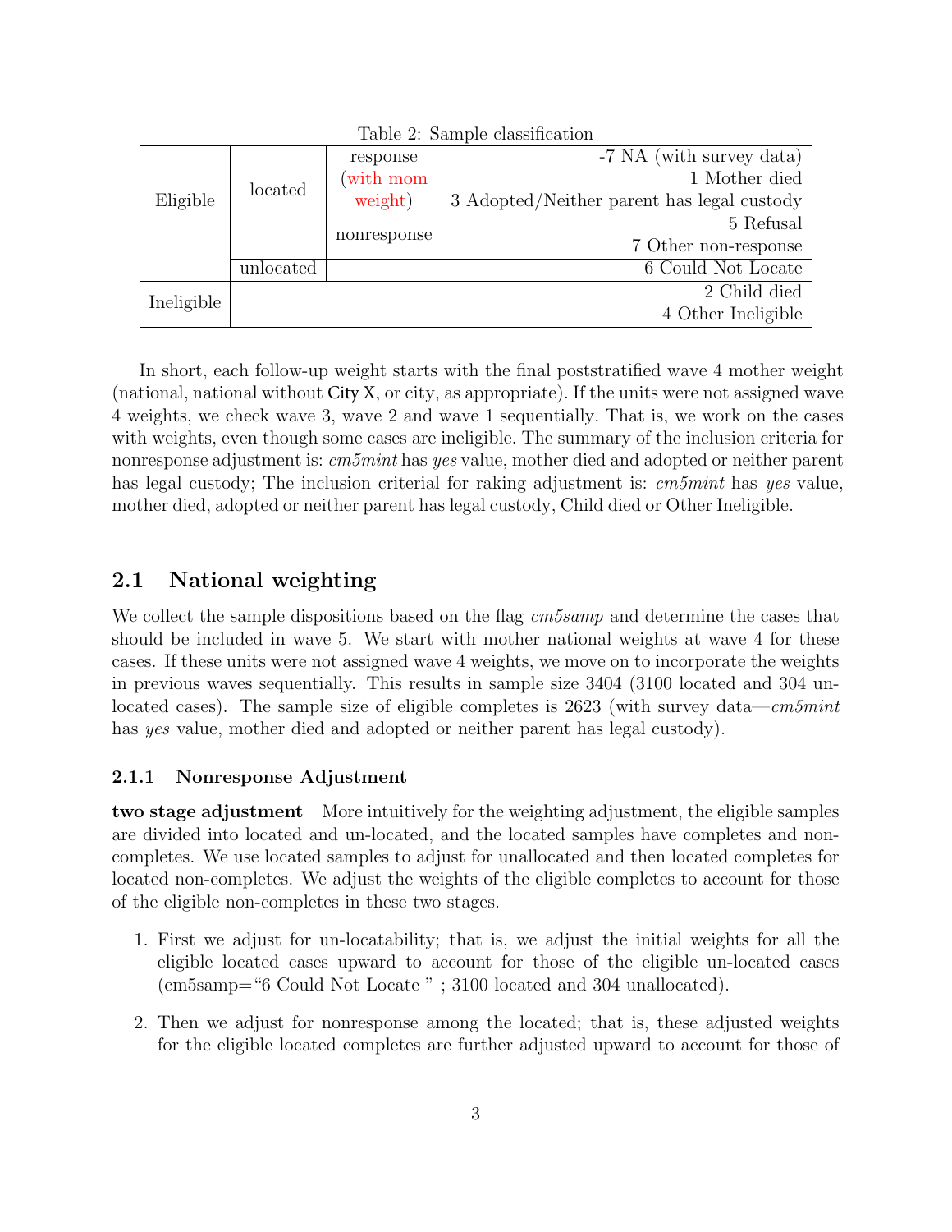Table 2: Sample classification

| | | | |
|---|---|---|---|
| Eligible | located | response (with mom weight) | -7 NA (with survey data) |
| | | | 1 Mother died |
| | | | 3 Adopted/Neither parent has legal custody |
| | | nonresponse | 5 Refusal |
| | | | 7 Other non-response |
| | unlocated | | 6 Could Not Locate |
| Ineligible | | | 2 Child died |
| | | | 4 Other Ineligible |

In short, each follow-up weight starts with the final poststratified wave 4 mother weight (national, national without City X, or city, as appropriate). If the units were not assigned wave 4 weights, we check wave 3, wave 2 and wave 1 sequentially. That is, we work on the cases with weights, even though some cases are ineligible. The summary of the inclusion criteria for nonresponse adjustment is: *cm5mint* has *yes* value, mother died and adopted or neither parent has legal custody; The inclusion criterial for raking adjustment is: *cm5mint* has *yes* value, mother died, adopted or neither parent has legal custody, Child died or Other Ineligible.

## 2.1 National weighting

We collect the sample dispositions based on the flag *cm5samp* and determine the cases that should be included in wave 5. We start with mother national weights at wave 4 for these cases. If these units were not assigned wave 4 weights, we move on to incorporate the weights in previous waves sequentially. This results in sample size 3404 (3100 located and 304 unlocated cases). The sample size of eligible completes is 2623 (with survey data—*cm5mint* has *yes* value, mother died and adopted or neither parent has legal custody).

### 2.1.1 Nonresponse Adjustment

**two stage adjustment** More intuitively for the weighting adjustment, the eligible samples are divided into located and un-located, and the located samples have completes and non-completes. We use located samples to adjust for unallocated and then located completes for located non-completes. We adjust the weights of the eligible completes to account for those of the eligible non-completes in these two stages.

1. First we adjust for un-locatability; that is, we adjust the initial weights for all the eligible located cases upward to account for those of the eligible un-located cases (cm5samp="6 Could Not Locate" ; 3100 located and 304 unallocated).

2. Then we adjust for nonresponse among the located; that is, these adjusted weights for the eligible located completes are further adjusted upward to account for those of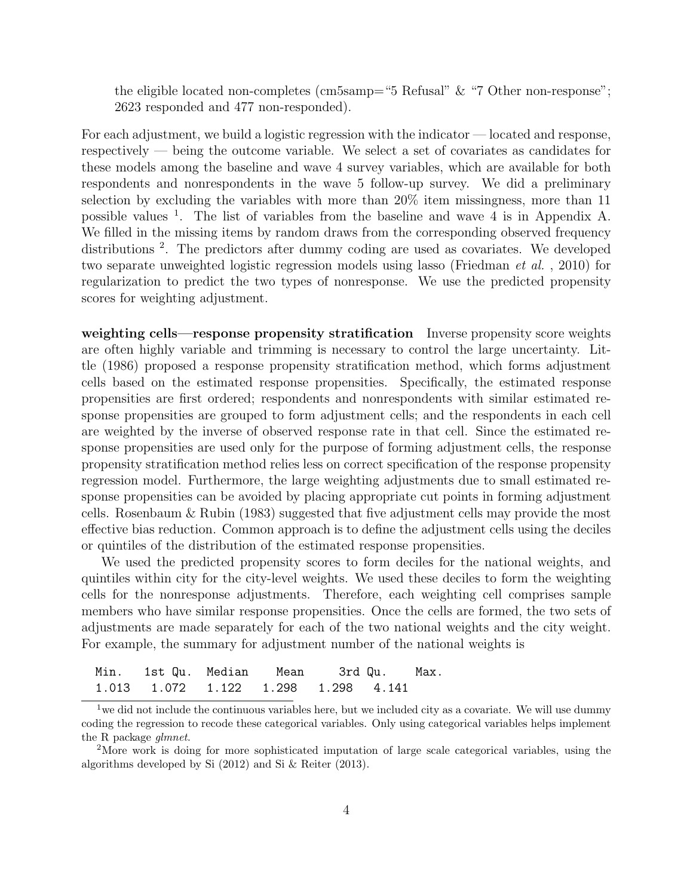the eligible located non-completes (cm5samp="5 Refusal" & "7 Other non-response"; 2623 responded and 477 non-responded).

For each adjustment, we build a logistic regression with the indicator — located and response, respectively — being the outcome variable. We select a set of covariates as candidates for these models among the baseline and wave 4 survey variables, which are available for both respondents and nonrespondents in the wave 5 follow-up survey. We did a preliminary selection by excluding the variables with more than 20% item missingness, more than 11 possible values [1]. The list of variables from the baseline and wave 4 is in Appendix A. We filled in the missing items by random draws from the corresponding observed frequency distributions [2]. The predictors after dummy coding are used as covariates. We developed two separate unweighted logistic regression models using lasso (Friedman *et al.* , 2010) for regularization to predict the two types of nonresponse. We use the predicted propensity scores for weighting adjustment.

**weighting cells—response propensity stratification** Inverse propensity score weights are often highly variable and trimming is necessary to control the large uncertainty. Little (1986) proposed a response propensity stratification method, which forms adjustment cells based on the estimated response propensities. Specifically, the estimated response propensities are first ordered; respondents and nonrespondents with similar estimated response propensities are grouped to form adjustment cells; and the respondents in each cell are weighted by the inverse of observed response rate in that cell. Since the estimated response propensities are used only for the purpose of forming adjustment cells, the response propensity stratification method relies less on correct specification of the response propensity regression model. Furthermore, the large weighting adjustments due to small estimated response propensities can be avoided by placing appropriate cut points in forming adjustment cells. Rosenbaum & Rubin (1983) suggested that five adjustment cells may provide the most effective bias reduction. Common approach is to define the adjustment cells using the deciles or quintiles of the distribution of the estimated response propensities.

We used the predicted propensity scores to form deciles for the national weights, and quintiles within city for the city-level weights. We used these deciles to form the weighting cells for the nonresponse adjustments. Therefore, each weighting cell comprises sample members who have similar response propensities. Once the cells are formed, the two sets of adjustments are made separately for each of the two national weights and the city weight. For example, the summary for adjustment number of the national weights is

```
  Min.   1st Qu.  Median    Mean     3rd Qu.    Max.
  1.013   1.072   1.122   1.298   1.298   4.141
```

[1] we did not include the continuous variables here, but we included city as a covariate. We will use dummy coding the regression to recode these categorical variables. Only using categorical variables helps implement the R package *glmnet*.

[2] More work is doing for more sophisticated imputation of large scale categorical variables, using the algorithms developed by Si (2012) and Si & Reiter (2013).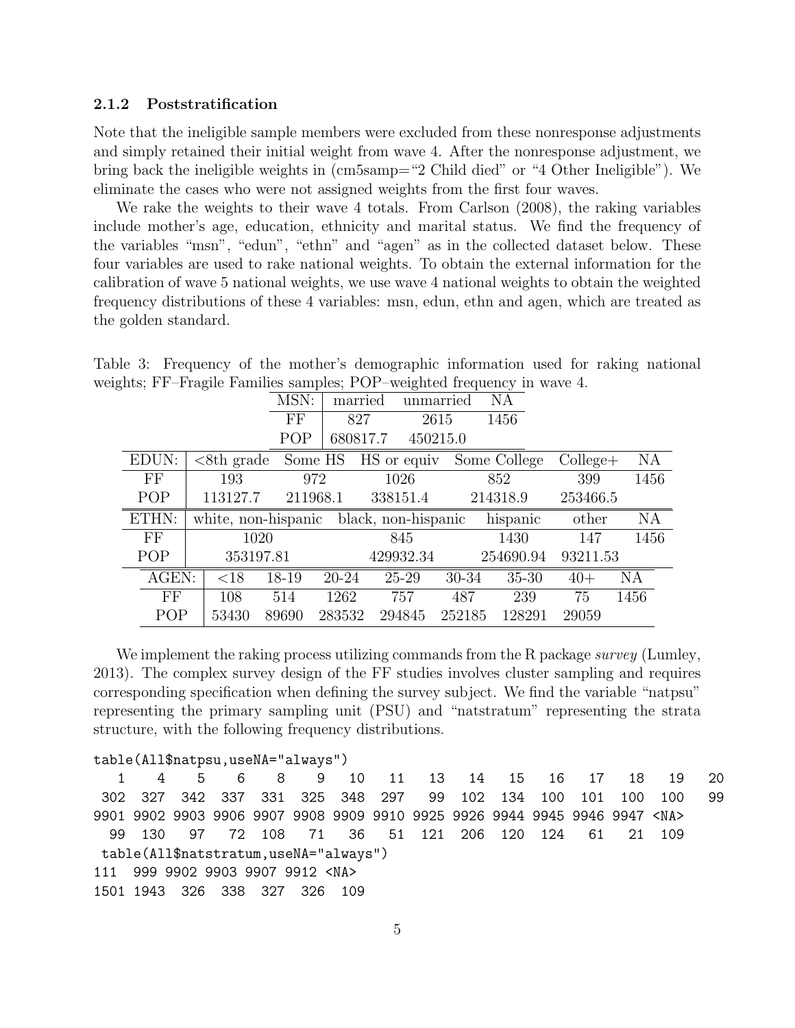### 2.1.2 Poststratification

Note that the ineligible sample members were excluded from these nonresponse adjustments and simply retained their initial weight from wave 4. After the nonresponse adjustment, we bring back the ineligible weights in (cm5samp="2 Child died" or "4 Other Ineligible"). We eliminate the cases who were not assigned weights from the first four waves.

We rake the weights to their wave 4 totals. From Carlson (2008), the raking variables include mother's age, education, ethnicity and marital status. We find the frequency of the variables "msn", "edun", "ethn" and "agen" as in the collected dataset below. These four variables are used to rake national weights. To obtain the external information for the calibration of wave 5 national weights, we use wave 4 national weights to obtain the weighted frequency distributions of these 4 variables: msn, edun, ethn and agen, which are treated as the golden standard.

Table 3: Frequency of the mother's demographic information used for raking national weights; FF–Fragile Families samples; POP–weighted frequency in wave 4.

| MSN: | married | unmarried | NA |
|---|---|---|---|
| FF | 827 | 2615 | 1456 |
| POP | 680817.7 | 450215.0 | |

| EDUN: | <8th grade | Some HS | HS or equiv | Some College | College+ | NA |
|---|---|---|---|---|---|---|
| FF | 193 | 972 | 1026 | 852 | 399 | 1456 |
| POP | 113127.7 | 211968.1 | 338151.4 | 214318.9 | 253466.5 | |

| ETHN: | white, non-hispanic | black, non-hispanic | hispanic | other | NA |
|---|---|---|---|---|---|
| FF | 1020 | 845 | 1430 | 147 | 1456 |
| POP | 353197.81 | 429932.34 | 254690.94 | 93211.53 | |

| AGEN: | <18 | 18-19 | 20-24 | 25-29 | 30-34 | 35-30 | 40+ | NA |
|---|---|---|---|---|---|---|---|---|
| FF | 108 | 514 | 1262 | 757 | 487 | 239 | 75 | 1456 |
| POP | 53430 | 89690 | 283532 | 294845 | 252185 | 128291 | 29059 | |

We implement the raking process utilizing commands from the R package *survey* (Lumley, 2013). The complex survey design of the FF studies involves cluster sampling and requires corresponding specification when defining the survey subject. We find the variable "natpsu" representing the primary sampling unit (PSU) and "natstratum" representing the strata structure, with the following frequency distributions.

```
table(All$natpsu,useNA="always")
   1    4    5    6    8    9   10   11   13   14   15   16   17   18   19   20
 302  327  342  337  331  325  348  297   99  102  134  100  101  100  100   99
9901 9902 9903 9906 9907 9908 9909 9910 9925 9926 9944 9945 9946 9947 <NA>
  99  130   97   72  108   71   36   51  121  206  120  124   61   21  109
 table(All$natstratum,useNA="always")
111  999 9902 9903 9907 9912 <NA>
1501 1943  326  338  327  326  109
```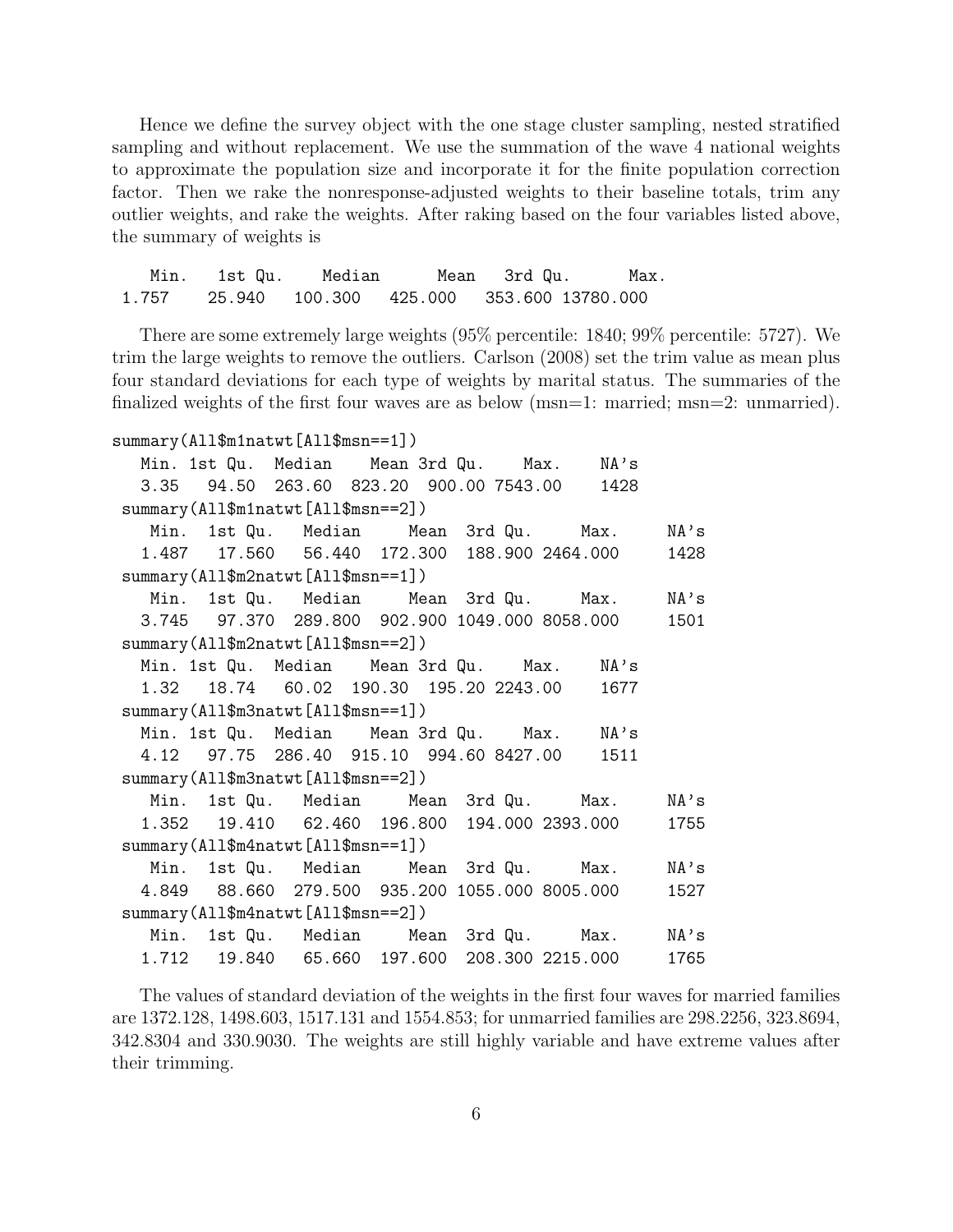Hence we define the survey object with the one stage cluster sampling, nested stratified sampling and without replacement. We use the summation of the wave 4 national weights to approximate the population size and incorporate it for the finite population correction factor. Then we rake the nonresponse-adjusted weights to their baseline totals, trim any outlier weights, and rake the weights. After raking based on the four variables listed above, the summary of weights is

```
   Min.   1st Qu.    Median      Mean   3rd Qu.      Max.
 1.757    25.940   100.300   425.000   353.600 13780.000
```

There are some extremely large weights (95% percentile: 1840; 99% percentile: 5727). We trim the large weights to remove the outliers. Carlson (2008) set the trim value as mean plus four standard deviations for each type of weights by marital status. The summaries of the finalized weights of the first four waves are as below (msn=1: married; msn=2: unmarried).

```
summary(All$m1natwt[All$msn==1])
   Min. 1st Qu.  Median    Mean 3rd Qu.    Max.    NA's
   3.35   94.50  263.60  823.20  900.00 7543.00    1428
 summary(All$m1natwt[All$msn==2])
    Min.  1st Qu.   Median     Mean  3rd Qu.     Max.     NA's
   1.487   17.560   56.440  172.300  188.900 2464.000     1428
 summary(All$m2natwt[All$msn==1])
    Min.  1st Qu.   Median     Mean  3rd Qu.     Max.     NA's
   3.745   97.370  289.800  902.900 1049.000 8058.000     1501
 summary(All$m2natwt[All$msn==2])
   Min. 1st Qu.  Median    Mean 3rd Qu.    Max.    NA's
   1.32   18.74   60.02  190.30  195.20 2243.00    1677
 summary(All$m3natwt[All$msn==1])
   Min. 1st Qu.  Median    Mean 3rd Qu.    Max.    NA's
   4.12   97.75  286.40  915.10  994.60 8427.00    1511
 summary(All$m3natwt[All$msn==2])
    Min.  1st Qu.   Median     Mean  3rd Qu.     Max.     NA's
   1.352   19.410   62.460  196.800  194.000 2393.000     1755
 summary(All$m4natwt[All$msn==1])
    Min.  1st Qu.   Median     Mean  3rd Qu.     Max.     NA's
   4.849   88.660  279.500  935.200 1055.000 8005.000     1527
 summary(All$m4natwt[All$msn==2])
    Min.  1st Qu.   Median     Mean  3rd Qu.     Max.     NA's
   1.712   19.840   65.660  197.600  208.300 2215.000     1765
```

The values of standard deviation of the weights in the first four waves for married families are 1372.128, 1498.603, 1517.131 and 1554.853; for unmarried families are 298.2256, 323.8694, 342.8304 and 330.9030. The weights are still highly variable and have extreme values after their trimming.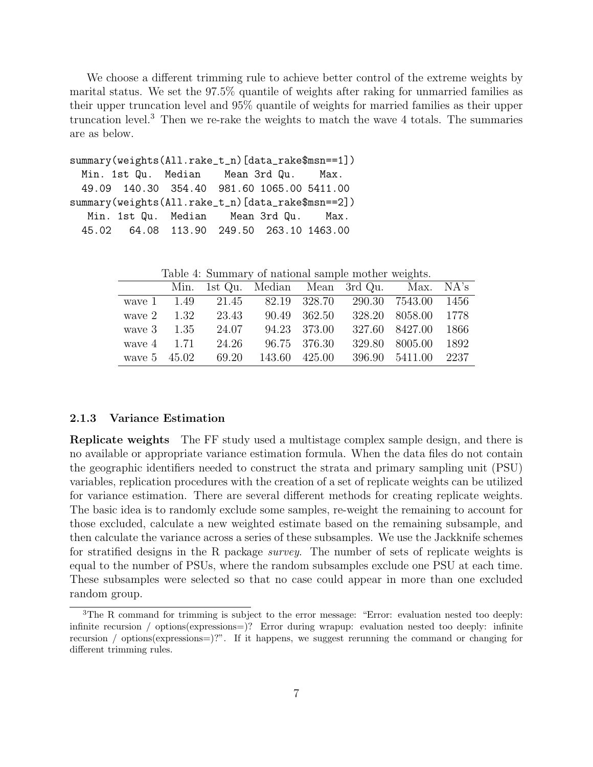We choose a different trimming rule to achieve better control of the extreme weights by marital status. We set the 97.5% quantile of weights after raking for unmarried families as their upper truncation level and 95% quantile of weights for married families as their upper truncation level.[3] Then we re-rake the weights to match the wave 4 totals. The summaries are as below.

```
summary(weights(All.rake_t_n)[data_rake$msn==1])
  Min. 1st Qu.  Median    Mean 3rd Qu.    Max.
  49.09  140.30  354.40  981.60 1065.00 5411.00
summary(weights(All.rake_t_n)[data_rake$msn==2])
   Min. 1st Qu.  Median    Mean 3rd Qu.    Max.
  45.02   64.08  113.90  249.50  263.10 1463.00
```

Table 4: Summary of national sample mother weights.

| | Min. | 1st Qu. | Median | Mean | 3rd Qu. | Max. | NA's |
|---|---|---|---|---|---|---|---|
| wave 1 | 1.49 | 21.45 | 82.19 | 328.70 | 290.30 | 7543.00 | 1456 |
| wave 2 | 1.32 | 23.43 | 90.49 | 362.50 | 328.20 | 8058.00 | 1778 |
| wave 3 | 1.35 | 24.07 | 94.23 | 373.00 | 327.60 | 8427.00 | 1866 |
| wave 4 | 1.71 | 24.26 | 96.75 | 376.30 | 329.80 | 8005.00 | 1892 |
| wave 5 | 45.02 | 69.20 | 143.60 | 425.00 | 396.90 | 5411.00 | 2237 |

### 2.1.3 Variance Estimation

**Replicate weights** The FF study used a multistage complex sample design, and there is no available or appropriate variance estimation formula. When the data files do not contain the geographic identifiers needed to construct the strata and primary sampling unit (PSU) variables, replication procedures with the creation of a set of replicate weights can be utilized for variance estimation. There are several different methods for creating replicate weights. The basic idea is to randomly exclude some samples, re-weight the remaining to account for those excluded, calculate a new weighted estimate based on the remaining subsample, and then calculate the variance across a series of these subsamples. We use the Jackknife schemes for stratified designs in the R package *survey*. The number of sets of replicate weights is equal to the number of PSUs, where the random subsamples exclude one PSU at each time. These subsamples were selected so that no case could appear in more than one excluded random group.

[3] The R command for trimming is subject to the error message: "Error: evaluation nested too deeply: infinite recursion / options(expressions=)? Error during wrapup: evaluation nested too deeply: infinite recursion / options(expressions=)?". If it happens, we suggest rerunning the command or changing for different trimming rules.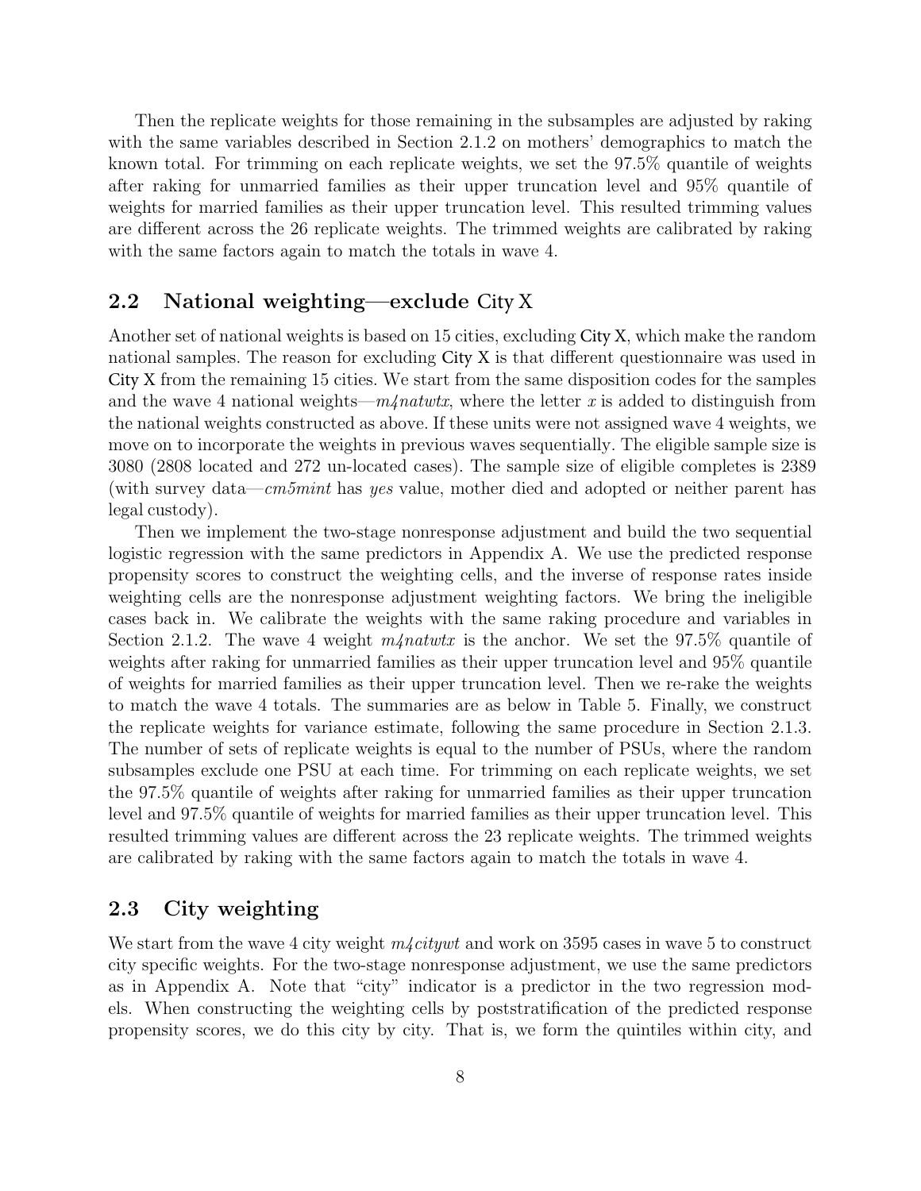Then the replicate weights for those remaining in the subsamples are adjusted by raking with the same variables described in Section 2.1.2 on mothers' demographics to match the known total. For trimming on each replicate weights, we set the 97.5% quantile of weights after raking for unmarried families as their upper truncation level and 95% quantile of weights for married families as their upper truncation level. This resulted trimming values are different across the 26 replicate weights. The trimmed weights are calibrated by raking with the same factors again to match the totals in wave 4.

## 2.2 National weighting—exclude City X

Another set of national weights is based on 15 cities, excluding City X, which make the random national samples. The reason for excluding City X is that different questionnaire was used in City X from the remaining 15 cities. We start from the same disposition codes for the samples and the wave 4 national weights—*m4natwtx*, where the letter $x$ is added to distinguish from the national weights constructed as above. If these units were not assigned wave 4 weights, we move on to incorporate the weights in previous waves sequentially. The eligible sample size is 3080 (2808 located and 272 un-located cases). The sample size of eligible completes is 2389 (with survey data—*cm5mint* has *yes* value, mother died and adopted or neither parent has legal custody).

Then we implement the two-stage nonresponse adjustment and build the two sequential logistic regression with the same predictors in Appendix A. We use the predicted response propensity scores to construct the weighting cells, and the inverse of response rates inside weighting cells are the nonresponse adjustment weighting factors. We bring the ineligible cases back in. We calibrate the weights with the same raking procedure and variables in Section 2.1.2. The wave 4 weight *m4natwtx* is the anchor. We set the 97.5% quantile of weights after raking for unmarried families as their upper truncation level and 95% quantile of weights for married families as their upper truncation level. Then we re-rake the weights to match the wave 4 totals. The summaries are as below in Table 5. Finally, we construct the replicate weights for variance estimate, following the same procedure in Section 2.1.3. The number of sets of replicate weights is equal to the number of PSUs, where the random subsamples exclude one PSU at each time. For trimming on each replicate weights, we set the 97.5% quantile of weights after raking for unmarried families as their upper truncation level and 97.5% quantile of weights for married families as their upper truncation level. This resulted trimming values are different across the 23 replicate weights. The trimmed weights are calibrated by raking with the same factors again to match the totals in wave 4.

## 2.3 City weighting

We start from the wave 4 city weight *m4citywt* and work on 3595 cases in wave 5 to construct city specific weights. For the two-stage nonresponse adjustment, we use the same predictors as in Appendix A. Note that "city" indicator is a predictor in the two regression models. When constructing the weighting cells by poststratification of the predicted response propensity scores, we do this city by city. That is, we form the quintiles within city, and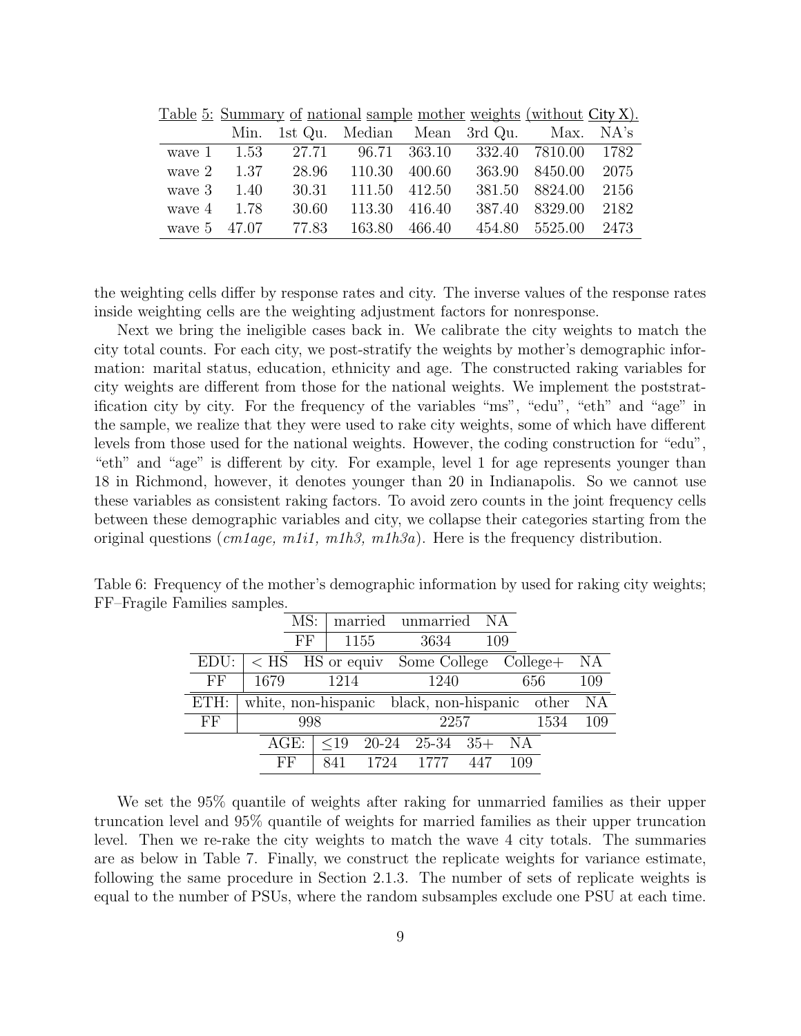Table 5: Summary of national sample mother weights (without City X).

| | Min. | 1st Qu. | Median | Mean | 3rd Qu. | Max. | NA's |
|---|---|---|---|---|---|---|---|
| wave 1 | 1.53 | 27.71 | 96.71 | 363.10 | 332.40 | 7810.00 | 1782 |
| wave 2 | 1.37 | 28.96 | 110.30 | 400.60 | 363.90 | 8450.00 | 2075 |
| wave 3 | 1.40 | 30.31 | 111.50 | 412.50 | 381.50 | 8824.00 | 2156 |
| wave 4 | 1.78 | 30.60 | 113.30 | 416.40 | 387.40 | 8329.00 | 2182 |
| wave 5 | 47.07 | 77.83 | 163.80 | 466.40 | 454.80 | 5525.00 | 2473 |

the weighting cells differ by response rates and city. The inverse values of the response rates inside weighting cells are the weighting adjustment factors for nonresponse.

Next we bring the ineligible cases back in. We calibrate the city weights to match the city total counts. For each city, we post-stratify the weights by mother's demographic information: marital status, education, ethnicity and age. The constructed raking variables for city weights are different from those for the national weights. We implement the poststratification city by city. For the frequency of the variables "ms", "edu", "eth" and "age" in the sample, we realize that they were used to rake city weights, some of which have different levels from those used for the national weights. However, the coding construction for "edu", "eth" and "age" is different by city. For example, level 1 for age represents younger than 18 in Richmond, however, it denotes younger than 20 in Indianapolis. So we cannot use these variables as consistent raking factors. To avoid zero counts in the joint frequency cells between these demographic variables and city, we collapse their categories starting from the original questions (*cm1age, m1i1, m1h3, m1h3a*). Here is the frequency distribution.

Table 6: Frequency of the mother's demographic information by used for raking city weights; FF–Fragile Families samples.

| MS: | married | unmarried | NA |
|---|---|---|---|
| FF | 1155 | 3634 | 109 |

| EDU: | < HS | HS or equiv | Some College | College+ | NA |
|---|---|---|---|---|---|
| FF | 1679 | 1214 | 1240 | 656 | 109 |

| ETH: | white, non-hispanic | black, non-hispanic | other | NA |
|---|---|---|---|---|
| FF | 998 | 2257 | 1534 | 109 |

| AGE: | ≤19 | 20-24 | 25-34 | 35+ | NA |
|---|---|---|---|---|---|
| FF | 841 | 1724 | 1777 | 447 | 109 |

We set the 95% quantile of weights after raking for unmarried families as their upper truncation level and 95% quantile of weights for married families as their upper truncation level. Then we re-rake the city weights to match the wave 4 city totals. The summaries are as below in Table 7. Finally, we construct the replicate weights for variance estimate, following the same procedure in Section 2.1.3. The number of sets of replicate weights is equal to the number of PSUs, where the random subsamples exclude one PSU at each time.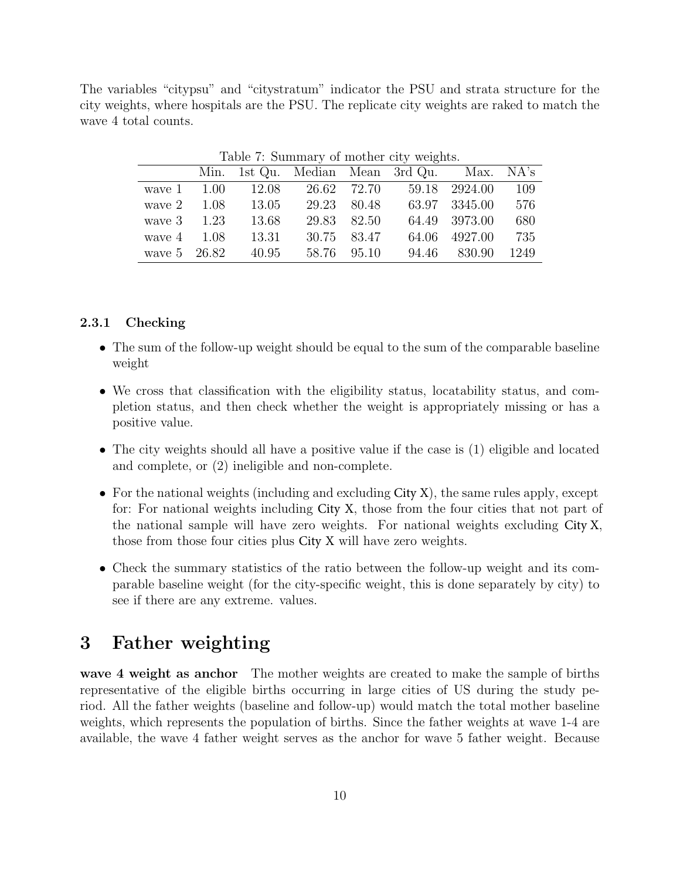The variables "citypsu" and "citystratum" indicator the PSU and strata structure for the city weights, where hospitals are the PSU. The replicate city weights are raked to match the wave 4 total counts.

Table 7: Summary of mother city weights.

| | Min. | 1st Qu. | Median | Mean | 3rd Qu. | Max. | NA's |
|---|---|---|---|---|---|---|---|
| wave 1 | 1.00 | 12.08 | 26.62 | 72.70 | 59.18 | 2924.00 | 109 |
| wave 2 | 1.08 | 13.05 | 29.23 | 80.48 | 63.97 | 3345.00 | 576 |
| wave 3 | 1.23 | 13.68 | 29.83 | 82.50 | 64.49 | 3973.00 | 680 |
| wave 4 | 1.08 | 13.31 | 30.75 | 83.47 | 64.06 | 4927.00 | 735 |
| wave 5 | 26.82 | 40.95 | 58.76 | 95.10 | 94.46 | 830.90 | 1249 |

### 2.3.1 Checking

- The sum of the follow-up weight should be equal to the sum of the comparable baseline weight
- We cross that classification with the eligibility status, locatability status, and completion status, and then check whether the weight is appropriately missing or has a positive value.
- The city weights should all have a positive value if the case is (1) eligible and located and complete, or (2) ineligible and non-complete.
- For the national weights (including and excluding City X), the same rules apply, except for: For national weights including City X, those from the four cities that not part of the national sample will have zero weights. For national weights excluding City X, those from those four cities plus City X will have zero weights.
- Check the summary statistics of the ratio between the follow-up weight and its comparable baseline weight (for the city-specific weight, this is done separately by city) to see if there are any extreme. values.

# 3 Father weighting

**wave 4 weight as anchor** The mother weights are created to make the sample of births representative of the eligible births occurring in large cities of US during the study period. All the father weights (baseline and follow-up) would match the total mother baseline weights, which represents the population of births. Since the father weights at wave 1-4 are available, the wave 4 father weight serves as the anchor for wave 5 father weight. Because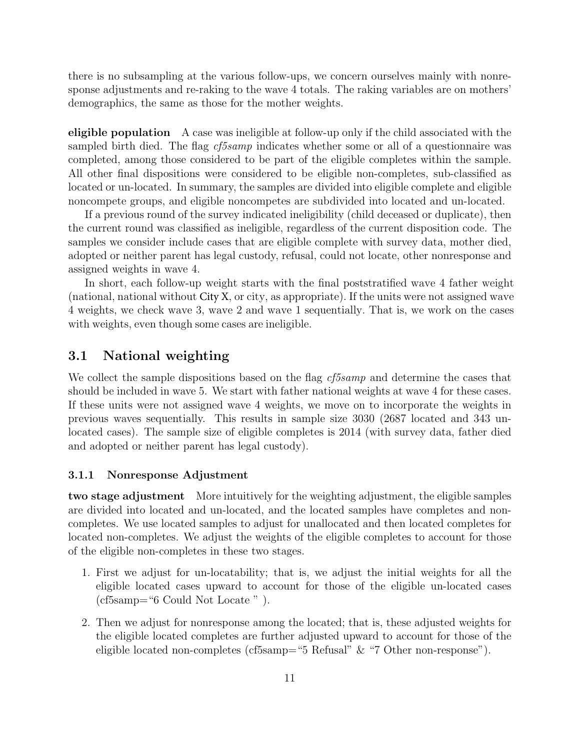there is no subsampling at the various follow-ups, we concern ourselves mainly with nonresponse adjustments and re-raking to the wave 4 totals. The raking variables are on mothers' demographics, the same as those for the mother weights.

**eligible population** A case was ineligible at follow-up only if the child associated with the sampled birth died. The flag *cf5samp* indicates whether some or all of a questionnaire was completed, among those considered to be part of the eligible completes within the sample. All other final dispositions were considered to be eligible non-completes, sub-classified as located or un-located. In summary, the samples are divided into eligible complete and eligible noncompete groups, and eligible noncompetes are subdivided into located and un-located.

If a previous round of the survey indicated ineligibility (child deceased or duplicate), then the current round was classified as ineligible, regardless of the current disposition code. The samples we consider include cases that are eligible complete with survey data, mother died, adopted or neither parent has legal custody, refusal, could not locate, other nonresponse and assigned weights in wave 4.

In short, each follow-up weight starts with the final poststratified wave 4 father weight (national, national without City X, or city, as appropriate). If the units were not assigned wave 4 weights, we check wave 3, wave 2 and wave 1 sequentially. That is, we work on the cases with weights, even though some cases are ineligible.

## 3.1 National weighting

We collect the sample dispositions based on the flag *cf5samp* and determine the cases that should be included in wave 5. We start with father national weights at wave 4 for these cases. If these units were not assigned wave 4 weights, we move on to incorporate the weights in previous waves sequentially. This results in sample size 3030 (2687 located and 343 un-located cases). The sample size of eligible completes is 2014 (with survey data, father died and adopted or neither parent has legal custody).

### 3.1.1 Nonresponse Adjustment

**two stage adjustment** More intuitively for the weighting adjustment, the eligible samples are divided into located and un-located, and the located samples have completes and non-completes. We use located samples to adjust for unallocated and then located completes for located non-completes. We adjust the weights of the eligible completes to account for those of the eligible non-completes in these two stages.

1. First we adjust for un-locatability; that is, we adjust the initial weights for all the eligible located cases upward to account for those of the eligible un-located cases (cf5samp="6 Could Not Locate " ).
2. Then we adjust for nonresponse among the located; that is, these adjusted weights for the eligible located completes are further adjusted upward to account for those of the eligible located non-completes (cf5samp="5 Refusal" & "7 Other non-response").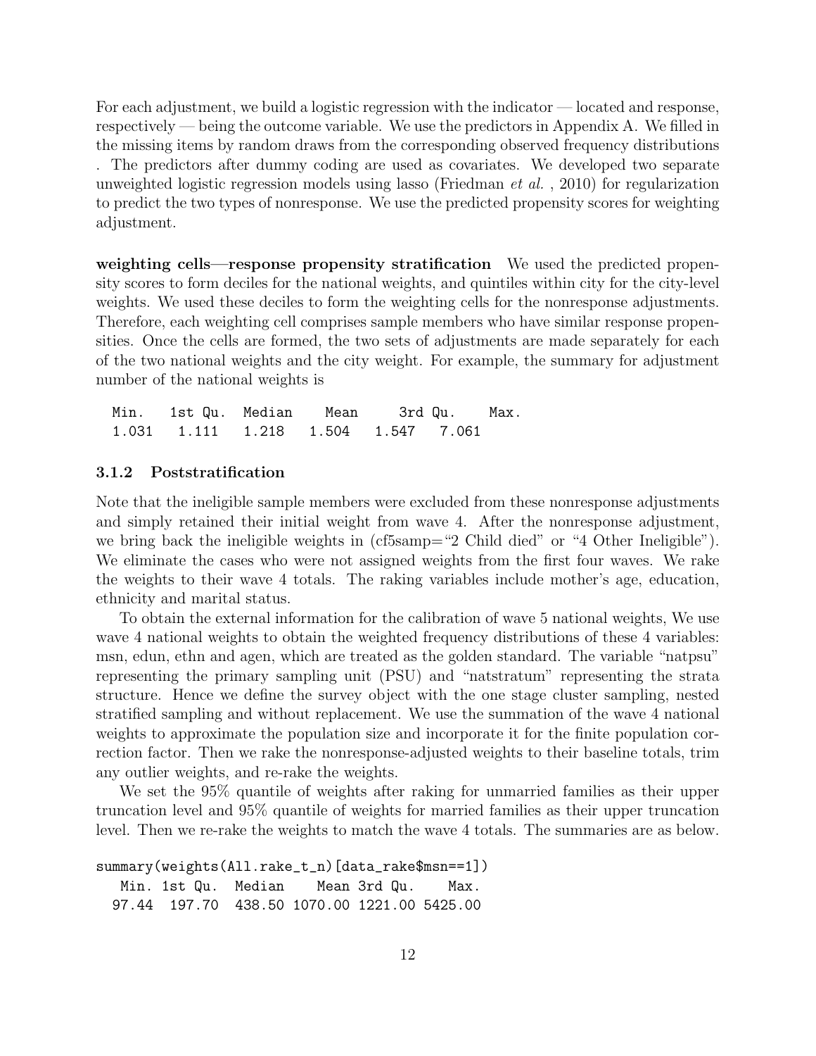For each adjustment, we build a logistic regression with the indicator — located and response, respectively — being the outcome variable. We use the predictors in Appendix A. We filled in the missing items by random draws from the corresponding observed frequency distributions . The predictors after dummy coding are used as covariates. We developed two separate unweighted logistic regression models using lasso (Friedman *et al.* , 2010) for regularization to predict the two types of nonresponse. We use the predicted propensity scores for weighting adjustment.

**weighting cells—response propensity stratification** We used the predicted propensity scores to form deciles for the national weights, and quintiles within city for the city-level weights. We used these deciles to form the weighting cells for the nonresponse adjustments. Therefore, each weighting cell comprises sample members who have similar response propensities. Once the cells are formed, the two sets of adjustments are made separately for each of the two national weights and the city weight. For example, the summary for adjustment number of the national weights is

```
Min.   1st Qu.  Median    Mean     3rd Qu.    Max.
1.031   1.111   1.218   1.504   1.547   7.061
```

### 3.1.2 Poststratification

Note that the ineligible sample members were excluded from these nonresponse adjustments and simply retained their initial weight from wave 4. After the nonresponse adjustment, we bring back the ineligible weights in (cf5samp="2 Child died" or "4 Other Ineligible"). We eliminate the cases who were not assigned weights from the first four waves. We rake the weights to their wave 4 totals. The raking variables include mother's age, education, ethnicity and marital status.

To obtain the external information for the calibration of wave 5 national weights, We use wave 4 national weights to obtain the weighted frequency distributions of these 4 variables: msn, edun, ethn and agen, which are treated as the golden standard. The variable "natpsu" representing the primary sampling unit (PSU) and "natstratum" representing the strata structure. Hence we define the survey object with the one stage cluster sampling, nested stratified sampling and without replacement. We use the summation of the wave 4 national weights to approximate the population size and incorporate it for the finite population correction factor. Then we rake the nonresponse-adjusted weights to their baseline totals, trim any outlier weights, and re-rake the weights.

We set the 95% quantile of weights after raking for unmarried families as their upper truncation level and 95% quantile of weights for married families as their upper truncation level. Then we re-rake the weights to match the wave 4 totals. The summaries are as below.

```
summary(weights(All.rake_t_n)[data_rake$msn==1])
   Min. 1st Qu.  Median    Mean 3rd Qu.    Max.
  97.44  197.70  438.50 1070.00 1221.00 5425.00
```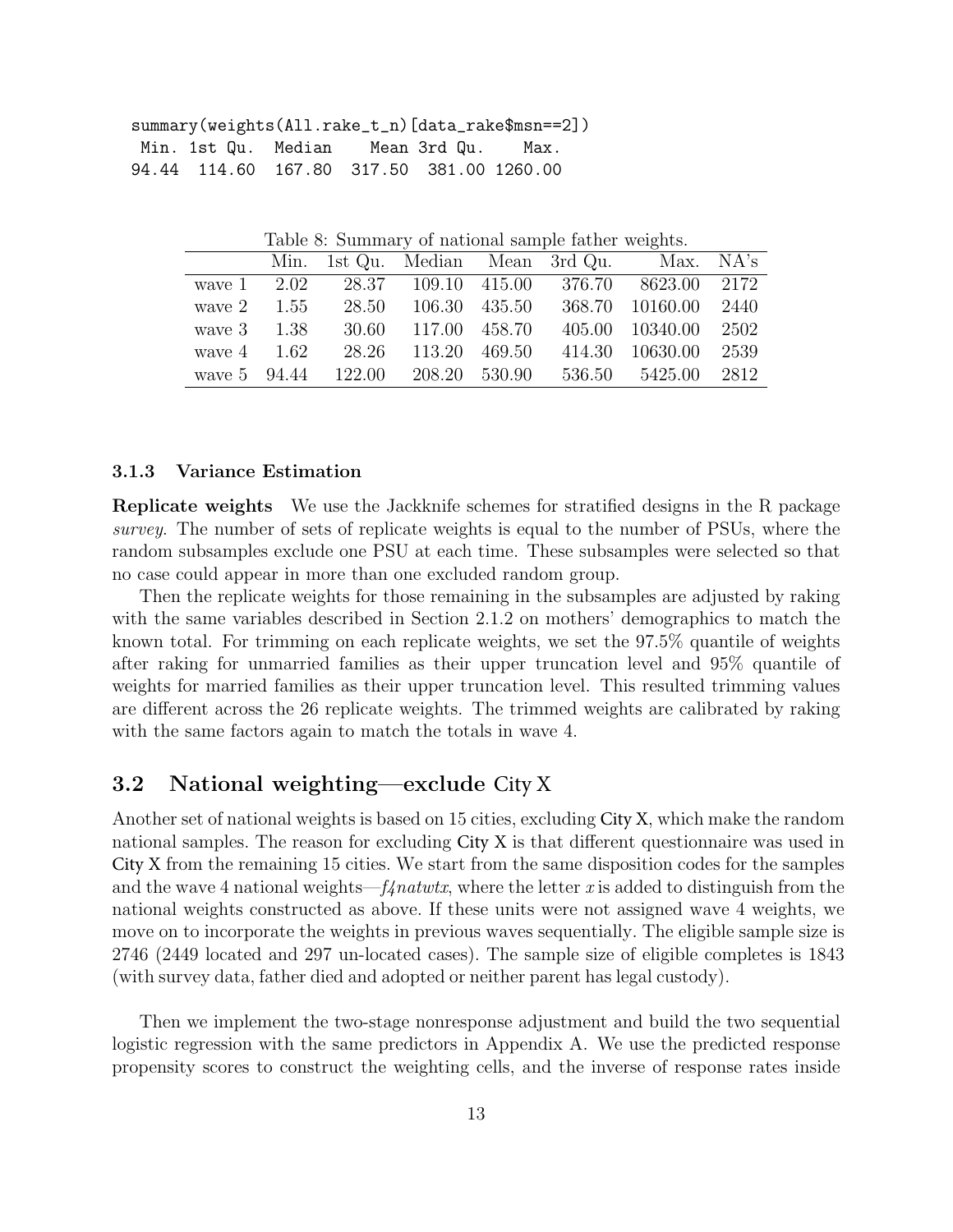```
summary(weights(All.rake_t_n)[data_rake$msn==2])
 Min. 1st Qu.  Median    Mean 3rd Qu.    Max.
94.44  114.60  167.80  317.50  381.00 1260.00
```

Table 8: Summary of national sample father weights.

| | Min. | 1st Qu. | Median | Mean | 3rd Qu. | Max. | NA's |
|---|---|---|---|---|---|---|---|
| wave 1 | 2.02 | 28.37 | 109.10 | 415.00 | 376.70 | 8623.00 | 2172 |
| wave 2 | 1.55 | 28.50 | 106.30 | 435.50 | 368.70 | 10160.00 | 2440 |
| wave 3 | 1.38 | 30.60 | 117.00 | 458.70 | 405.00 | 10340.00 | 2502 |
| wave 4 | 1.62 | 28.26 | 113.20 | 469.50 | 414.30 | 10630.00 | 2539 |
| wave 5 | 94.44 | 122.00 | 208.20 | 530.90 | 536.50 | 5425.00 | 2812 |

#### 3.1.3 Variance Estimation

**Replicate weights** We use the Jackknife schemes for stratified designs in the R package *survey*. The number of sets of replicate weights is equal to the number of PSUs, where the random subsamples exclude one PSU at each time. These subsamples were selected so that no case could appear in more than one excluded random group.

Then the replicate weights for those remaining in the subsamples are adjusted by raking with the same variables described in Section 2.1.2 on mothers' demographics to match the known total. For trimming on each replicate weights, we set the 97.5% quantile of weights after raking for unmarried families as their upper truncation level and 95% quantile of weights for married families as their upper truncation level. This resulted trimming values are different across the 26 replicate weights. The trimmed weights are calibrated by raking with the same factors again to match the totals in wave 4.

### 3.2 National weighting—exclude City X

Another set of national weights is based on 15 cities, excluding City X, which make the random national samples. The reason for excluding City X is that different questionnaire was used in City X from the remaining 15 cities. We start from the same disposition codes for the samples and the wave 4 national weights—*f4natwtx*, where the letter *x* is added to distinguish from the national weights constructed as above. If these units were not assigned wave 4 weights, we move on to incorporate the weights in previous waves sequentially. The eligible sample size is 2746 (2449 located and 297 un-located cases). The sample size of eligible completes is 1843 (with survey data, father died and adopted or neither parent has legal custody).

Then we implement the two-stage nonresponse adjustment and build the two sequential logistic regression with the same predictors in Appendix A. We use the predicted response propensity scores to construct the weighting cells, and the inverse of response rates inside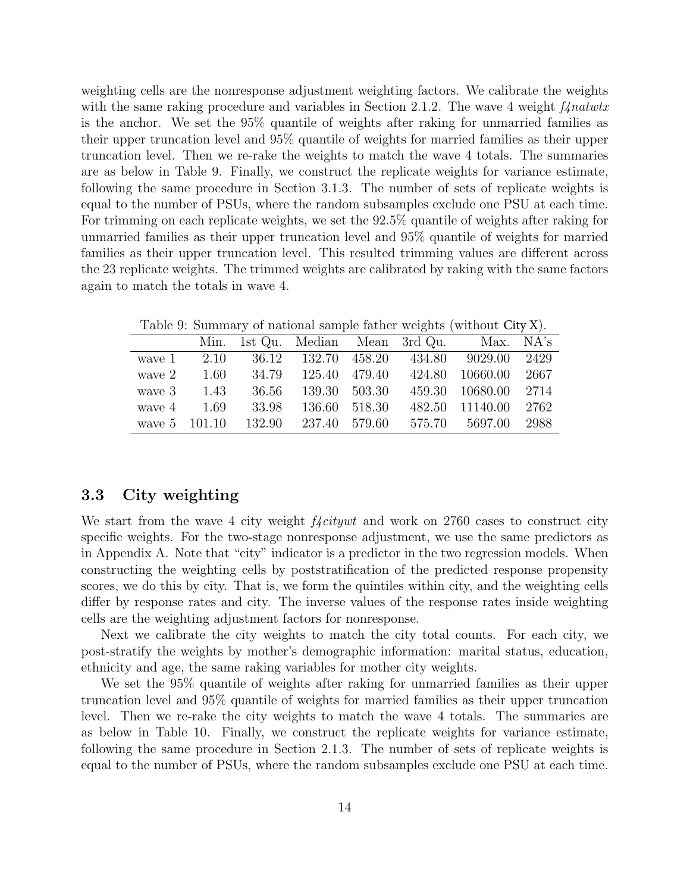weighting cells are the nonresponse adjustment weighting factors. We calibrate the weights with the same raking procedure and variables in Section 2.1.2. The wave 4 weight *f4natwtx* is the anchor. We set the 95% quantile of weights after raking for unmarried families as their upper truncation level and 95% quantile of weights for married families as their upper truncation level. Then we re-rake the weights to match the wave 4 totals. The summaries are as below in Table 9. Finally, we construct the replicate weights for variance estimate, following the same procedure in Section 3.1.3. The number of sets of replicate weights is equal to the number of PSUs, where the random subsamples exclude one PSU at each time. For trimming on each replicate weights, we set the 92.5% quantile of weights after raking for unmarried families as their upper truncation level and 95% quantile of weights for married families as their upper truncation level. This resulted trimming values are different across the 23 replicate weights. The trimmed weights are calibrated by raking with the same factors again to match the totals in wave 4.

Table 9: Summary of national sample father weights (without City X).

| | Min. | 1st Qu. | Median | Mean | 3rd Qu. | Max. | NA's |
|---|---|---|---|---|---|---|---|
| wave 1 | 2.10 | 36.12 | 132.70 | 458.20 | 434.80 | 9029.00 | 2429 |
| wave 2 | 1.60 | 34.79 | 125.40 | 479.40 | 424.80 | 10660.00 | 2667 |
| wave 3 | 1.43 | 36.56 | 139.30 | 503.30 | 459.30 | 10680.00 | 2714 |
| wave 4 | 1.69 | 33.98 | 136.60 | 518.30 | 482.50 | 11140.00 | 2762 |
| wave 5 | 101.10 | 132.90 | 237.40 | 579.60 | 575.70 | 5697.00 | 2988 |

## 3.3 City weighting

We start from the wave 4 city weight *f4citywt* and work on 2760 cases to construct city specific weights. For the two-stage nonresponse adjustment, we use the same predictors as in Appendix A. Note that "city" indicator is a predictor in the two regression models. When constructing the weighting cells by poststratification of the predicted response propensity scores, we do this by city. That is, we form the quintiles within city, and the weighting cells differ by response rates and city. The inverse values of the response rates inside weighting cells are the weighting adjustment factors for nonresponse.

Next we calibrate the city weights to match the city total counts. For each city, we post-stratify the weights by mother's demographic information: marital status, education, ethnicity and age, the same raking variables for mother city weights.

We set the 95% quantile of weights after raking for unmarried families as their upper truncation level and 95% quantile of weights for married families as their upper truncation level. Then we re-rake the city weights to match the wave 4 totals. The summaries are as below in Table 10. Finally, we construct the replicate weights for variance estimate, following the same procedure in Section 2.1.3. The number of sets of replicate weights is equal to the number of PSUs, where the random subsamples exclude one PSU at each time.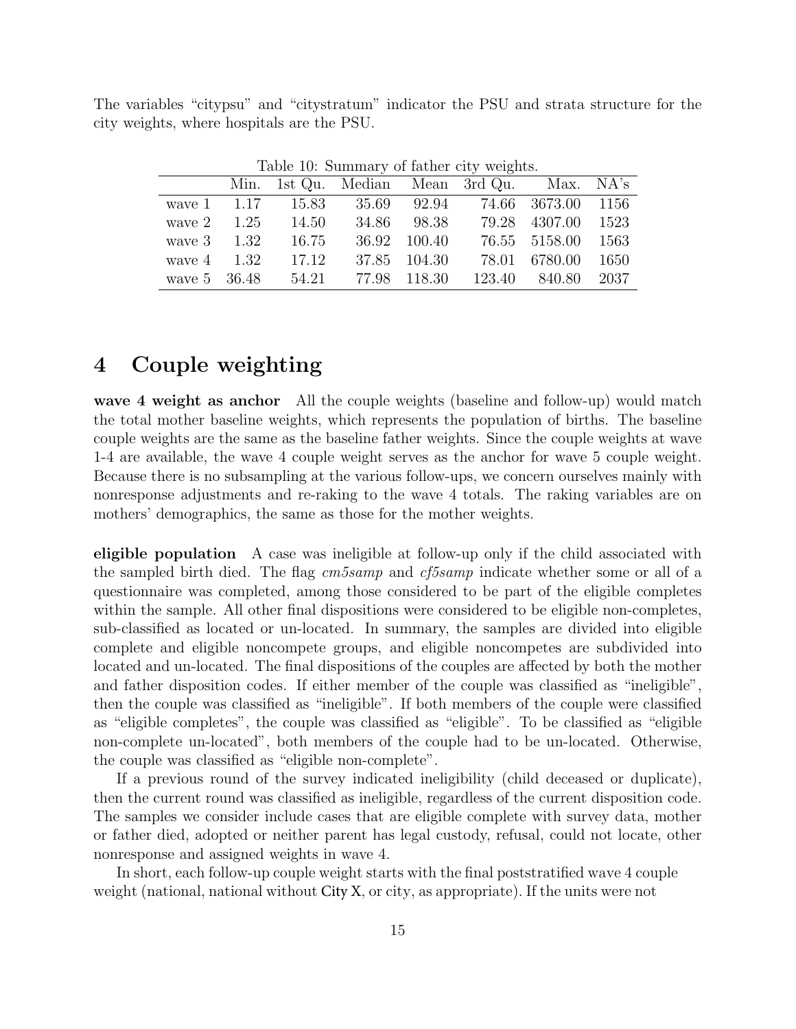The variables "citypsu" and "citystratum" indicator the PSU and strata structure for the city weights, where hospitals are the PSU.

Table 10: Summary of father city weights.

| | Min. | 1st Qu. | Median | Mean | 3rd Qu. | Max. | NA's |
|---|---|---|---|---|---|---|---|
| wave 1 | 1.17 | 15.83 | 35.69 | 92.94 | 74.66 | 3673.00 | 1156 |
| wave 2 | 1.25 | 14.50 | 34.86 | 98.38 | 79.28 | 4307.00 | 1523 |
| wave 3 | 1.32 | 16.75 | 36.92 | 100.40 | 76.55 | 5158.00 | 1563 |
| wave 4 | 1.32 | 17.12 | 37.85 | 104.30 | 78.01 | 6780.00 | 1650 |
| wave 5 | 36.48 | 54.21 | 77.98 | 118.30 | 123.40 | 840.80 | 2037 |

# 4 Couple weighting

**wave 4 weight as anchor** All the couple weights (baseline and follow-up) would match the total mother baseline weights, which represents the population of births. The baseline couple weights are the same as the baseline father weights. Since the couple weights at wave 1-4 are available, the wave 4 couple weight serves as the anchor for wave 5 couple weight. Because there is no subsampling at the various follow-ups, we concern ourselves mainly with nonresponse adjustments and re-raking to the wave 4 totals. The raking variables are on mothers' demographics, the same as those for the mother weights.

**eligible population** A case was ineligible at follow-up only if the child associated with the sampled birth died. The flag *cm5samp* and *cf5samp* indicate whether some or all of a questionnaire was completed, among those considered to be part of the eligible completes within the sample. All other final dispositions were considered to be eligible non-completes, sub-classified as located or un-located. In summary, the samples are divided into eligible complete and eligible noncompete groups, and eligible noncompetes are subdivided into located and un-located. The final dispositions of the couples are affected by both the mother and father disposition codes. If either member of the couple was classified as "ineligible", then the couple was classified as "ineligible". If both members of the couple were classified as "eligible completes", the couple was classified as "eligible". To be classified as "eligible non-complete un-located", both members of the couple had to be un-located. Otherwise, the couple was classified as "eligible non-complete".

If a previous round of the survey indicated ineligibility (child deceased or duplicate), then the current round was classified as ineligible, regardless of the current disposition code. The samples we consider include cases that are eligible complete with survey data, mother or father died, adopted or neither parent has legal custody, refusal, could not locate, other nonresponse and assigned weights in wave 4.

In short, each follow-up couple weight starts with the final poststratified wave 4 couple weight (national, national without City X, or city, as appropriate). If the units were not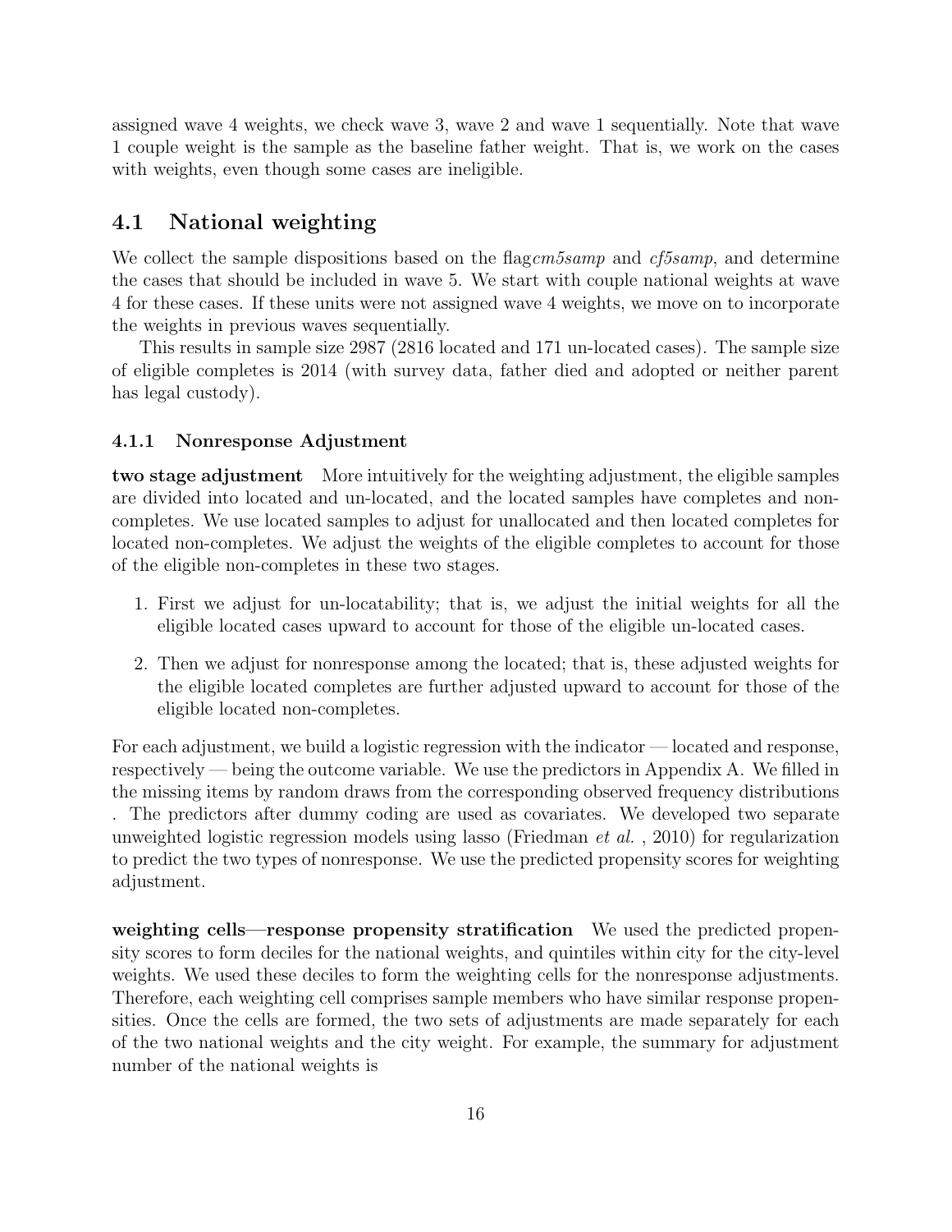assigned wave 4 weights, we check wave 3, wave 2 and wave 1 sequentially. Note that wave 1 couple weight is the sample as the baseline father weight. That is, we work on the cases with weights, even though some cases are ineligible.

## 4.1 National weighting

We collect the sample dispositions based on the flag*cm5samp* and *cf5samp*, and determine the cases that should be included in wave 5. We start with couple national weights at wave 4 for these cases. If these units were not assigned wave 4 weights, we move on to incorporate the weights in previous waves sequentially.

This results in sample size 2987 (2816 located and 171 un-located cases). The sample size of eligible completes is 2014 (with survey data, father died and adopted or neither parent has legal custody).

### 4.1.1 Nonresponse Adjustment

**two stage adjustment** More intuitively for the weighting adjustment, the eligible samples are divided into located and un-located, and the located samples have completes and non-completes. We use located samples to adjust for unallocated and then located completes for located non-completes. We adjust the weights of the eligible completes to account for those of the eligible non-completes in these two stages.

1. First we adjust for un-locatability; that is, we adjust the initial weights for all the eligible located cases upward to account for those of the eligible un-located cases.
2. Then we adjust for nonresponse among the located; that is, these adjusted weights for the eligible located completes are further adjusted upward to account for those of the eligible located non-completes.

For each adjustment, we build a logistic regression with the indicator — located and response, respectively — being the outcome variable. We use the predictors in Appendix A. We filled in the missing items by random draws from the corresponding observed frequency distributions . The predictors after dummy coding are used as covariates. We developed two separate unweighted logistic regression models using lasso (Friedman *et al.* , 2010) for regularization to predict the two types of nonresponse. We use the predicted propensity scores for weighting adjustment.

**weighting cells—response propensity stratification** We used the predicted propensity scores to form deciles for the national weights, and quintiles within city for the city-level weights. We used these deciles to form the weighting cells for the nonresponse adjustments. Therefore, each weighting cell comprises sample members who have similar response propensities. Once the cells are formed, the two sets of adjustments are made separately for each of the two national weights and the city weight. For example, the summary for adjustment number of the national weights is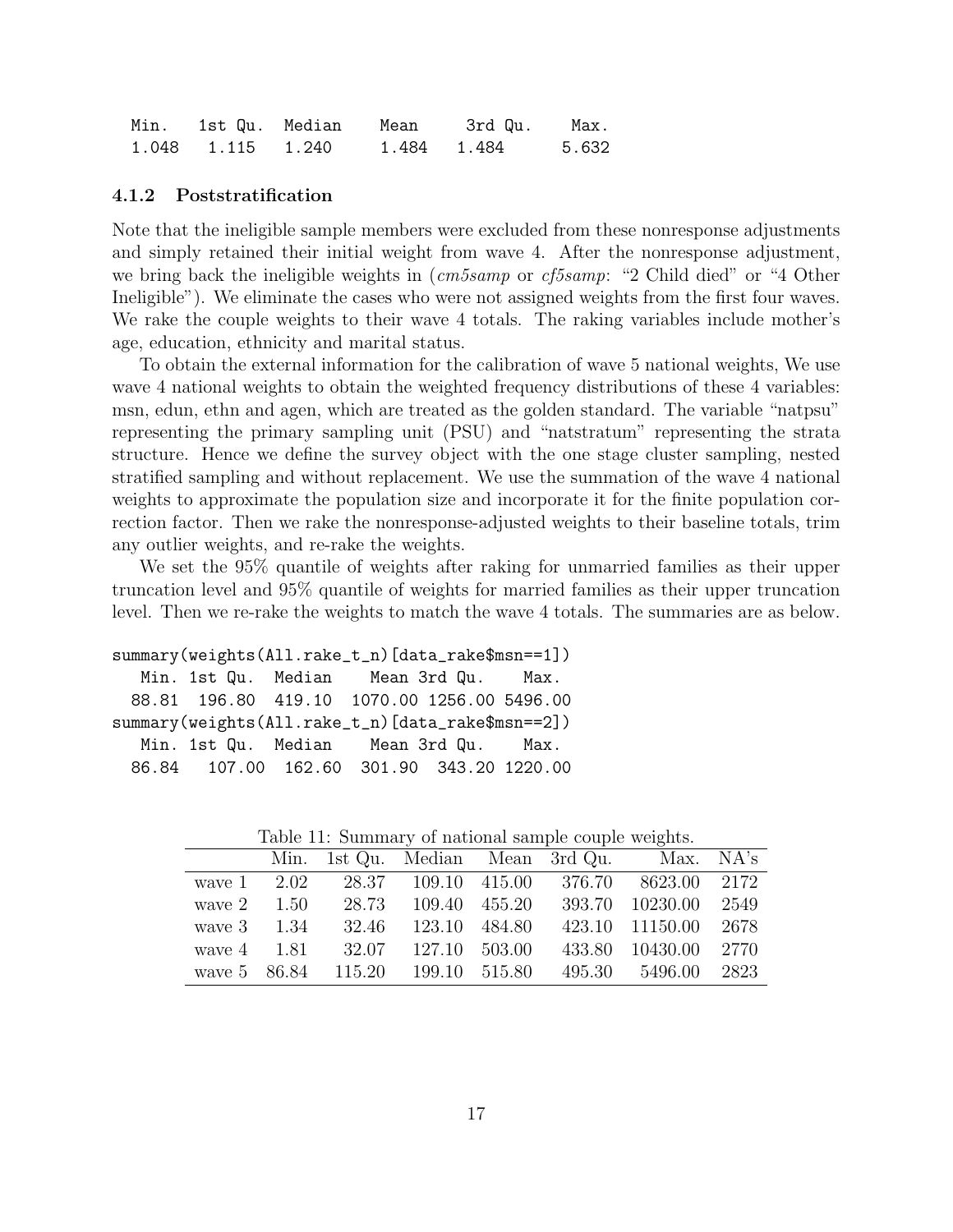```
  Min.   1st Qu.  Median    Mean    3rd Qu.    Max.
  1.048   1.115   1.240     1.484   1.484      5.632
```

### 4.1.2 Poststratification

Note that the ineligible sample members were excluded from these nonresponse adjustments and simply retained their initial weight from wave 4. After the nonresponse adjustment, we bring back the ineligible weights in (*cm5samp* or *cf5samp*: "2 Child died" or "4 Other Ineligible"). We eliminate the cases who were not assigned weights from the first four waves. We rake the couple weights to their wave 4 totals. The raking variables include mother's age, education, ethnicity and marital status.

To obtain the external information for the calibration of wave 5 national weights, We use wave 4 national weights to obtain the weighted frequency distributions of these 4 variables: msn, edun, ethn and agen, which are treated as the golden standard. The variable "natpsu" representing the primary sampling unit (PSU) and "natstratum" representing the strata structure. Hence we define the survey object with the one stage cluster sampling, nested stratified sampling and without replacement. We use the summation of the wave 4 national weights to approximate the population size and incorporate it for the finite population correction factor. Then we rake the nonresponse-adjusted weights to their baseline totals, trim any outlier weights, and re-rake the weights.

We set the 95% quantile of weights after raking for unmarried families as their upper truncation level and 95% quantile of weights for married families as their upper truncation level. Then we re-rake the weights to match the wave 4 totals. The summaries are as below.

```
summary(weights(All.rake_t_n)[data_rake$msn==1])
   Min. 1st Qu.  Median    Mean 3rd Qu.    Max.
  88.81  196.80  419.10  1070.00 1256.00 5496.00
summary(weights(All.rake_t_n)[data_rake$msn==2])
   Min. 1st Qu.  Median    Mean 3rd Qu.    Max.
  86.84   107.00  162.60  301.90  343.20 1220.00
```

Table 11: Summary of national sample couple weights.

| | Min. | 1st Qu. | Median | Mean | 3rd Qu. | Max. | NA's |
|---|---|---|---|---|---|---|---|
| wave 1 | 2.02 | 28.37 | 109.10 | 415.00 | 376.70 | 8623.00 | 2172 |
| wave 2 | 1.50 | 28.73 | 109.40 | 455.20 | 393.70 | 10230.00 | 2549 |
| wave 3 | 1.34 | 32.46 | 123.10 | 484.80 | 423.10 | 11150.00 | 2678 |
| wave 4 | 1.81 | 32.07 | 127.10 | 503.00 | 433.80 | 10430.00 | 2770 |
| wave 5 | 86.84 | 115.20 | 199.10 | 515.80 | 495.30 | 5496.00 | 2823 |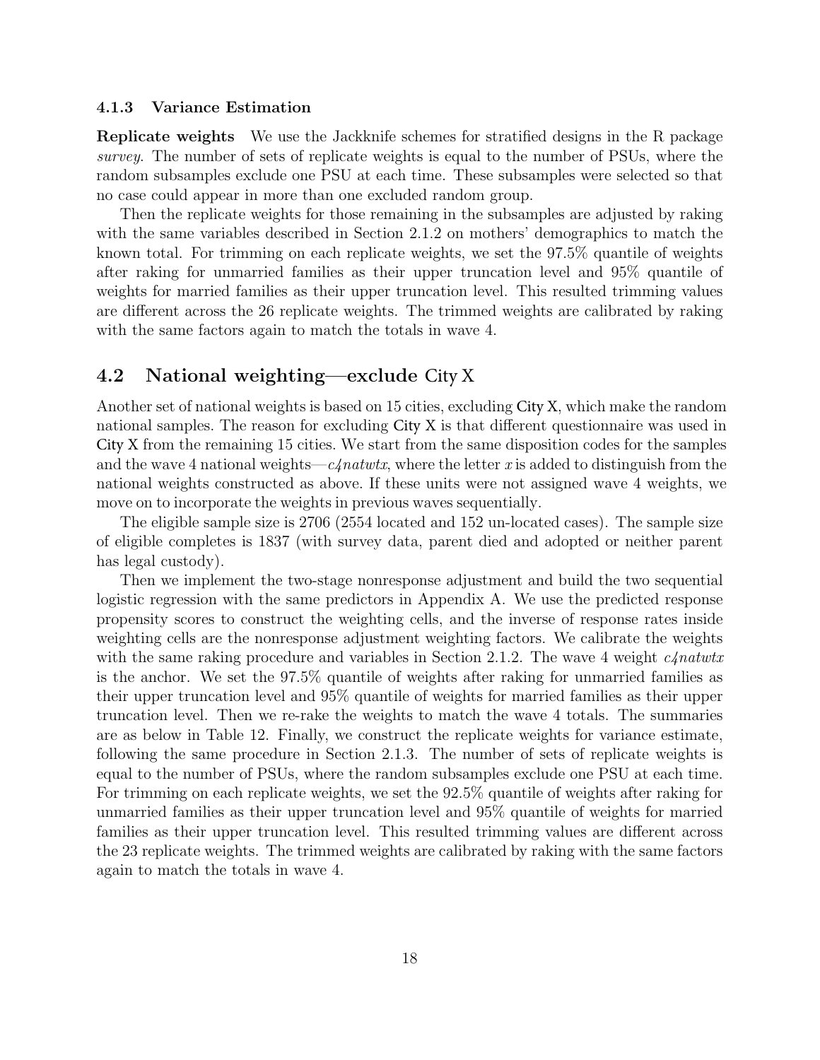#### 4.1.3 Variance Estimation

**Replicate weights** We use the Jackknife schemes for stratified designs in the R package *survey*. The number of sets of replicate weights is equal to the number of PSUs, where the random subsamples exclude one PSU at each time. These subsamples were selected so that no case could appear in more than one excluded random group.

Then the replicate weights for those remaining in the subsamples are adjusted by raking with the same variables described in Section 2.1.2 on mothers' demographics to match the known total. For trimming on each replicate weights, we set the 97.5% quantile of weights after raking for unmarried families as their upper truncation level and 95% quantile of weights for married families as their upper truncation level. This resulted trimming values are different across the 26 replicate weights. The trimmed weights are calibrated by raking with the same factors again to match the totals in wave 4.

## 4.2 National weighting—exclude City X

Another set of national weights is based on 15 cities, excluding City X, which make the random national samples. The reason for excluding City X is that different questionnaire was used in City X from the remaining 15 cities. We start from the same disposition codes for the samples and the wave 4 national weights—*c4natwtx*, where the letter *x* is added to distinguish from the national weights constructed as above. If these units were not assigned wave 4 weights, we move on to incorporate the weights in previous waves sequentially.

The eligible sample size is 2706 (2554 located and 152 un-located cases). The sample size of eligible completes is 1837 (with survey data, parent died and adopted or neither parent has legal custody).

Then we implement the two-stage nonresponse adjustment and build the two sequential logistic regression with the same predictors in Appendix A. We use the predicted response propensity scores to construct the weighting cells, and the inverse of response rates inside weighting cells are the nonresponse adjustment weighting factors. We calibrate the weights with the same raking procedure and variables in Section 2.1.2. The wave 4 weight *c4natwtx* is the anchor. We set the 97.5% quantile of weights after raking for unmarried families as their upper truncation level and 95% quantile of weights for married families as their upper truncation level. Then we re-rake the weights to match the wave 4 totals. The summaries are as below in Table 12. Finally, we construct the replicate weights for variance estimate, following the same procedure in Section 2.1.3. The number of sets of replicate weights is equal to the number of PSUs, where the random subsamples exclude one PSU at each time. For trimming on each replicate weights, we set the 92.5% quantile of weights after raking for unmarried families as their upper truncation level and 95% quantile of weights for married families as their upper truncation level. This resulted trimming values are different across the 23 replicate weights. The trimmed weights are calibrated by raking with the same factors again to match the totals in wave 4.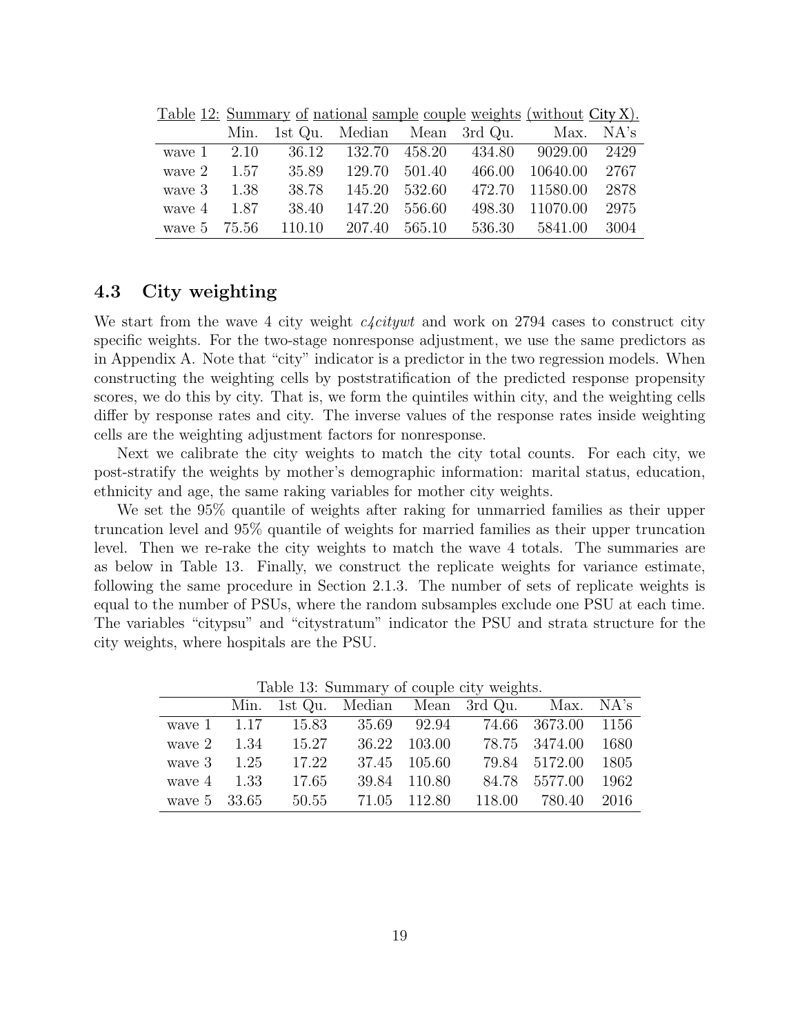Table 12: Summary of national sample couple weights (without City X).

|  | Min. | 1st Qu. | Median | Mean | 3rd Qu. | Max. | NA's |
|---|---|---|---|---|---|---|---|
| wave 1 | 2.10 | 36.12 | 132.70 | 458.20 | 434.80 | 9029.00 | 2429 |
| wave 2 | 1.57 | 35.89 | 129.70 | 501.40 | 466.00 | 10640.00 | 2767 |
| wave 3 | 1.38 | 38.78 | 145.20 | 532.60 | 472.70 | 11580.00 | 2878 |
| wave 4 | 1.87 | 38.40 | 147.20 | 556.60 | 498.30 | 11070.00 | 2975 |
| wave 5 | 75.56 | 110.10 | 207.40 | 565.10 | 536.30 | 5841.00 | 3004 |

### 4.3 City weighting

We start from the wave 4 city weight *c4citywt* and work on 2794 cases to construct city specific weights. For the two-stage nonresponse adjustment, we use the same predictors as in Appendix A. Note that "city" indicator is a predictor in the two regression models. When constructing the weighting cells by poststratification of the predicted response propensity scores, we do this by city. That is, we form the quintiles within city, and the weighting cells differ by response rates and city. The inverse values of the response rates inside weighting cells are the weighting adjustment factors for nonresponse.

Next we calibrate the city weights to match the city total counts. For each city, we post-stratify the weights by mother's demographic information: marital status, education, ethnicity and age, the same raking variables for mother city weights.

We set the 95% quantile of weights after raking for unmarried families as their upper truncation level and 95% quantile of weights for married families as their upper truncation level. Then we re-rake the city weights to match the wave 4 totals. The summaries are as below in Table 13. Finally, we construct the replicate weights for variance estimate, following the same procedure in Section 2.1.3. The number of sets of replicate weights is equal to the number of PSUs, where the random subsamples exclude one PSU at each time. The variables "citypsu" and "citystratum" indicator the PSU and strata structure for the city weights, where hospitals are the PSU.

Table 13: Summary of couple city weights.

|  | Min. | 1st Qu. | Median | Mean | 3rd Qu. | Max. | NA's |
|---|---|---|---|---|---|---|---|
| wave 1 | 1.17 | 15.83 | 35.69 | 92.94 | 74.66 | 3673.00 | 1156 |
| wave 2 | 1.34 | 15.27 | 36.22 | 103.00 | 78.75 | 3474.00 | 1680 |
| wave 3 | 1.25 | 17.22 | 37.45 | 105.60 | 79.84 | 5172.00 | 1805 |
| wave 4 | 1.33 | 17.65 | 39.84 | 110.80 | 84.78 | 5577.00 | 1962 |
| wave 5 | 33.65 | 50.55 | 71.05 | 112.80 | 118.00 | 780.40 | 2016 |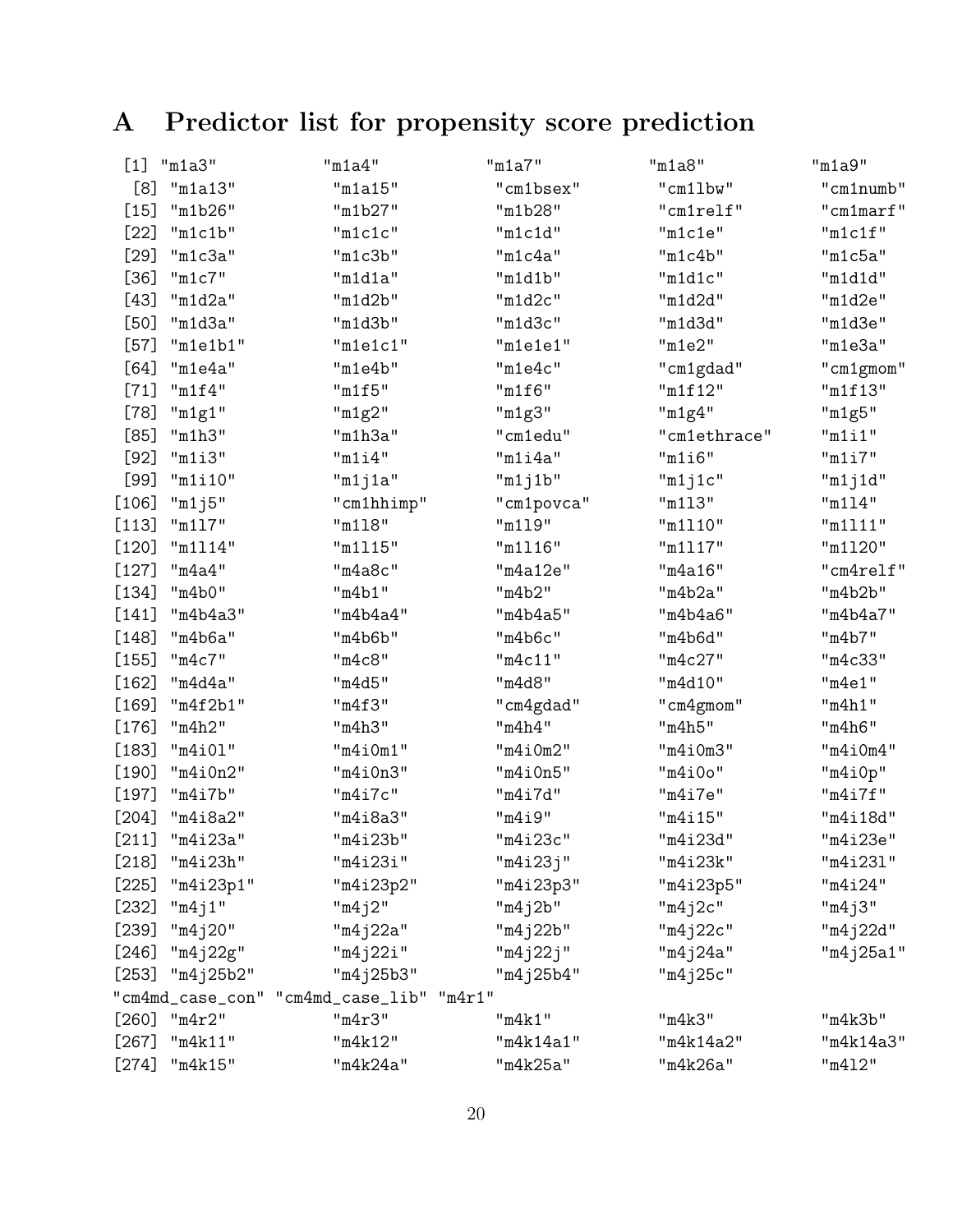# A Predictor list for propensity score prediction

```
  [1] "m1a3"            "m1a4"            "m1a7"            "m1a8"            "m1a9"
  [8] "m1a13"           "m1a15"           "cm1bsex"         "cm1lbw"          "cm1numb"
 [15] "m1b26"           "m1b27"           "m1b28"           "cm1relf"         "cm1marf"
 [22] "m1c1b"           "m1c1c"           "m1c1d"           "m1c1e"           "m1c1f"
 [29] "m1c3a"           "m1c3b"           "m1c4a"           "m1c4b"           "m1c5a"
 [36] "m1c7"            "m1d1a"           "m1d1b"           "m1d1c"           "m1d1d"
 [43] "m1d2a"           "m1d2b"           "m1d2c"           "m1d2d"           "m1d2e"
 [50] "m1d3a"           "m1d3b"           "m1d3c"           "m1d3d"           "m1d3e"
 [57] "m1e1b1"          "m1e1c1"          "m1e1e1"          "m1e2"            "m1e3a"
 [64] "m1e4a"           "m1e4b"           "m1e4c"           "cm1gdad"         "cm1gmom"
 [71] "m1f4"            "m1f5"            "m1f6"            "m1f12"           "m1f13"
 [78] "m1g1"            "m1g2"            "m1g3"            "m1g4"            "m1g5"
 [85] "m1h3"            "m1h3a"           "cm1edu"          "cm1ethrace"      "m1i1"
 [92] "m1i3"            "m1i4"            "m1i4a"           "m1i6"            "m1i7"
 [99] "m1i10"           "m1j1a"           "m1j1b"           "m1j1c"           "m1j1d"
[106] "m1j5"            "cm1hhimp"        "cm1povca"        "m1l3"            "m1l4"
[113] "m1l7"            "m1l8"            "m1l9"            "m1l10"           "m1l11"
[120] "m1l14"           "m1l15"           "m1l16"           "m1l17"           "m1l20"
[127] "m4a4"            "m4a8c"           "m4a12e"          "m4a16"           "cm4relf"
[134] "m4b0"            "m4b1"            "m4b2"            "m4b2a"           "m4b2b"
[141] "m4b4a3"          "m4b4a4"          "m4b4a5"          "m4b4a6"          "m4b4a7"
[148] "m4b6a"           "m4b6b"           "m4b6c"           "m4b6d"           "m4b7"
[155] "m4c7"            "m4c8"            "m4c11"           "m4c27"           "m4c33"
[162] "m4d4a"           "m4d5"            "m4d8"            "m4d10"           "m4e1"
[169] "m4f2b1"          "m4f3"            "cm4gdad"         "cm4gmom"         "m4h1"
[176] "m4h2"            "m4h3"            "m4h4"            "m4h5"            "m4h6"
[183] "m4i0l"           "m4i0m1"          "m4i0m2"          "m4i0m3"          "m4i0m4"
[190] "m4i0n2"          "m4i0n3"          "m4i0n5"          "m4i0o"           "m4i0p"
[197] "m4i7b"           "m4i7c"           "m4i7d"           "m4i7e"           "m4i7f"
[204] "m4i8a2"          "m4i8a3"          "m4i9"            "m4i15"           "m4i18d"
[211] "m4i23a"          "m4i23b"          "m4i23c"          "m4i23d"          "m4i23e"
[218] "m4i23h"          "m4i23i"          "m4i23j"          "m4i23k"          "m4i23l"
[225] "m4i23p1"         "m4i23p2"         "m4i23p3"         "m4i23p5"         "m4i24"
[232] "m4j1"            "m4j2"            "m4j2b"           "m4j2c"           "m4j3"
[239] "m4j20"           "m4j22a"          "m4j22b"          "m4j22c"          "m4j22d"
[246] "m4j22g"          "m4j22i"          "m4j22j"          "m4j24a"          "m4j25a1"
[253] "m4j25b2"         "m4j25b3"         "m4j25b4"         "m4j25c"
"cm4md_case_con" "cm4md_case_lib" "m4r1"
[260] "m4r2"            "m4r3"            "m4k1"            "m4k3"            "m4k3b"
[267] "m4k11"           "m4k12"           "m4k14a1"         "m4k14a2"         "m4k14a3"
[274] "m4k15"           "m4k24a"          "m4k25a"          "m4k26a"          "m4l2"
```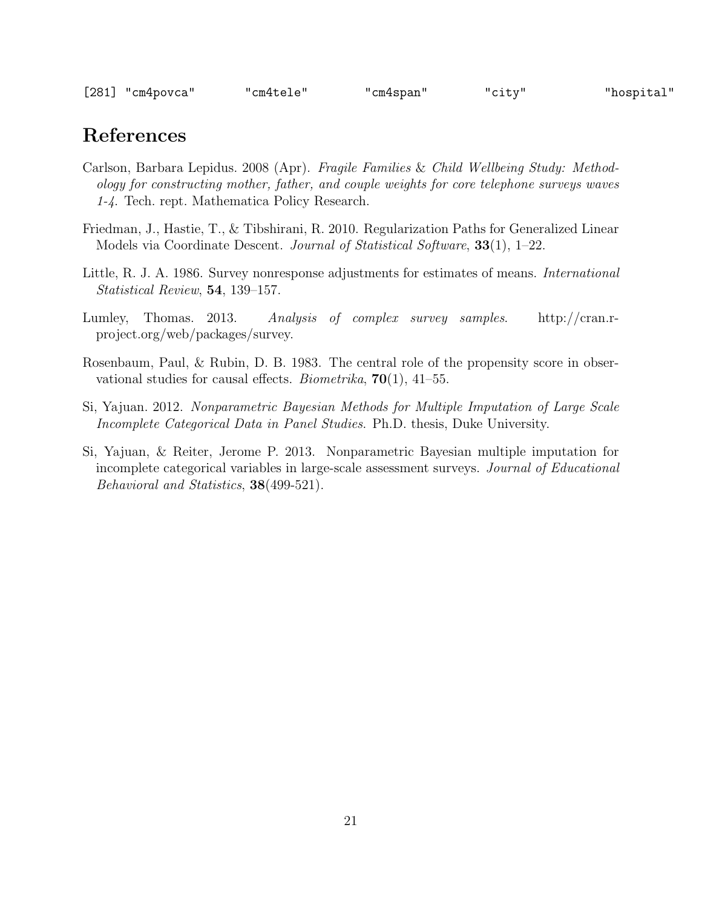```
[281] "cm4povca"      "cm4tele"       "cm4span"       "city"          "hospital"
```

# References

Carlson, Barbara Lepidus. 2008 (Apr). *Fragile Families & Child Wellbeing Study: Methodology for constructing mother, father, and couple weights for core telephone surveys waves 1-4*. Tech. rept. Mathematica Policy Research.

Friedman, J., Hastie, T., & Tibshirani, R. 2010. Regularization Paths for Generalized Linear Models via Coordinate Descent. *Journal of Statistical Software*, **33**(1), 1–22.

Little, R. J. A. 1986. Survey nonresponse adjustments for estimates of means. *International Statistical Review*, **54**, 139–157.

Lumley, Thomas. 2013. *Analysis of complex survey samples*. http://cran.r-project.org/web/packages/survey.

Rosenbaum, Paul, & Rubin, D. B. 1983. The central role of the propensity score in observational studies for causal effects. *Biometrika*, **70**(1), 41–55.

Si, Yajuan. 2012. *Nonparametric Bayesian Methods for Multiple Imputation of Large Scale Incomplete Categorical Data in Panel Studies*. Ph.D. thesis, Duke University.

Si, Yajuan, & Reiter, Jerome P. 2013. Nonparametric Bayesian multiple imputation for incomplete categorical variables in large-scale assessment surveys. *Journal of Educational Behavioral and Statistics*, **38**(499-521).